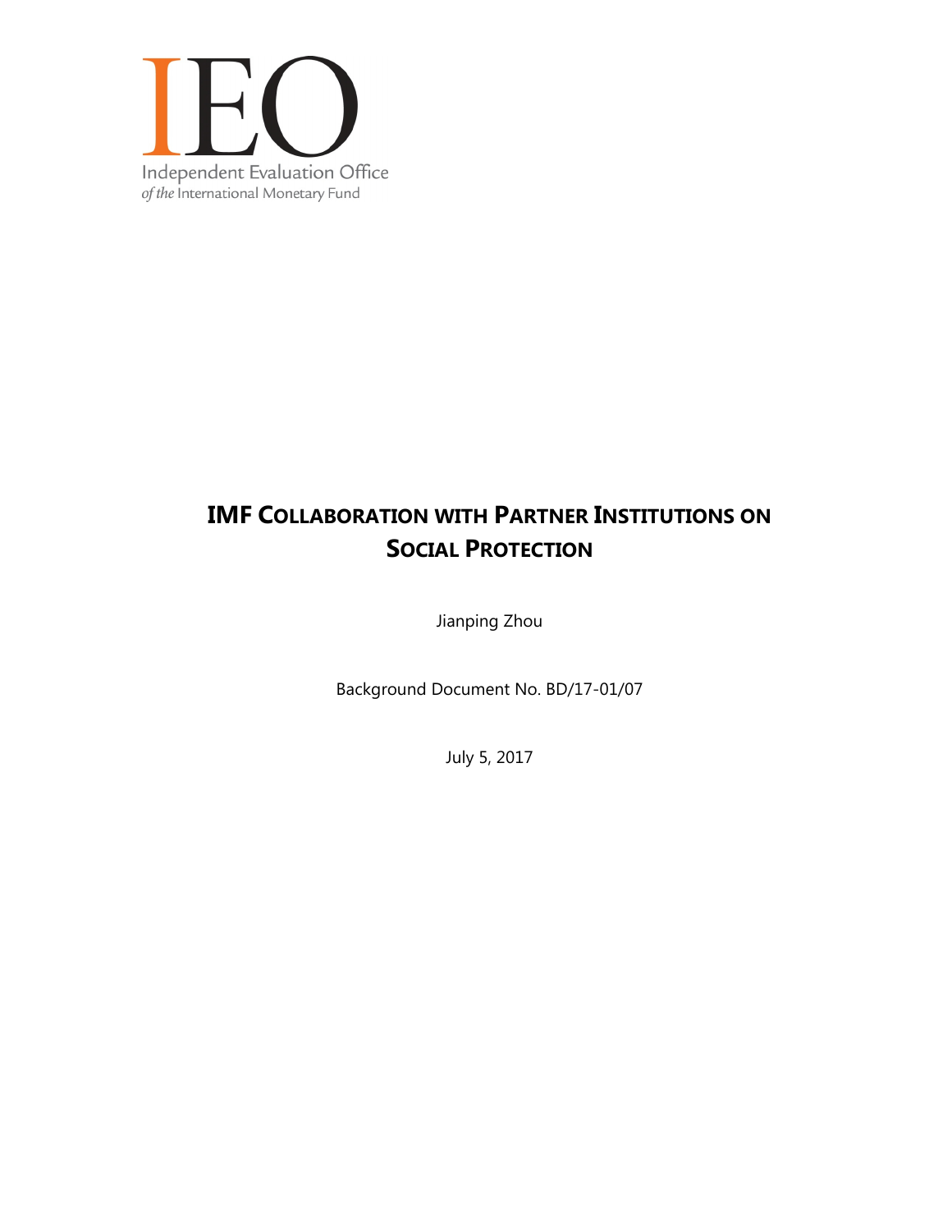IEO

Independent Evaluation Office
*of the* International Monetary Fund

# IMF COLLABORATION WITH PARTNER INSTITUTIONS ON SOCIAL PROTECTION

Jianping Zhou

Background Document No. BD/17-01/07

July 5, 2017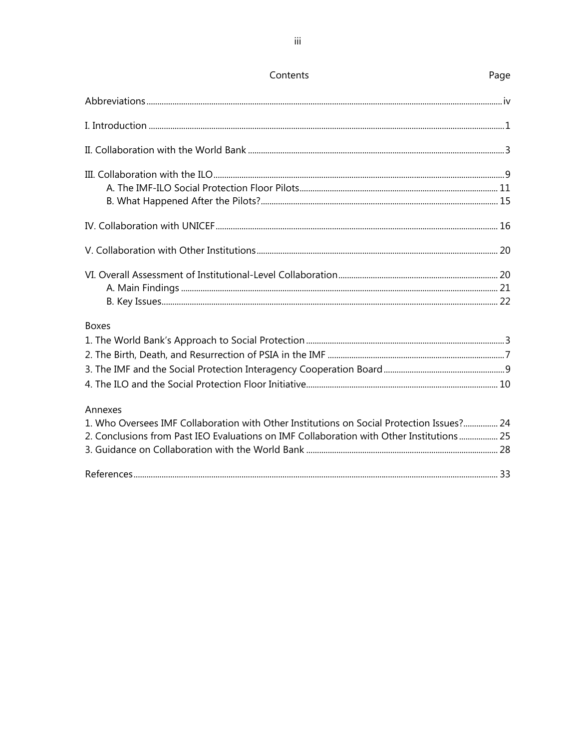# Contents

| Contents | Page |
|---|---|
| Abbreviations | iv |
| I. Introduction | 1 |
| II. Collaboration with the World Bank | 3 |
| III. Collaboration with the ILO | 9 |
| A. The IMF-ILO Social Protection Floor Pilots | 11 |
| B. What Happened After the Pilots? | 15 |
| IV. Collaboration with UNICEF | 16 |
| V. Collaboration with Other Institutions | 20 |
| VI. Overall Assessment of Institutional-Level Collaboration | 20 |
| A. Main Findings | 21 |
| B. Key Issues | 22 |

**Boxes**

| Box | Page |
|---|---|
| 1. The World Bank's Approach to Social Protection | 3 |
| 2. The Birth, Death, and Resurrection of PSIA in the IMF | 7 |
| 3. The IMF and the Social Protection Interagency Cooperation Board | 9 |
| 4. The ILO and the Social Protection Floor Initiative | 10 |

**Annexes**

| Annex | Page |
|---|---|
| 1. Who Oversees IMF Collaboration with Other Institutions on Social Protection Issues? | 24 |
| 2. Conclusions from Past IEO Evaluations on IMF Collaboration with Other Institutions | 25 |
| 3. Guidance on Collaboration with the World Bank | 28 |

| | Page |
|---|---|
| References | 33 |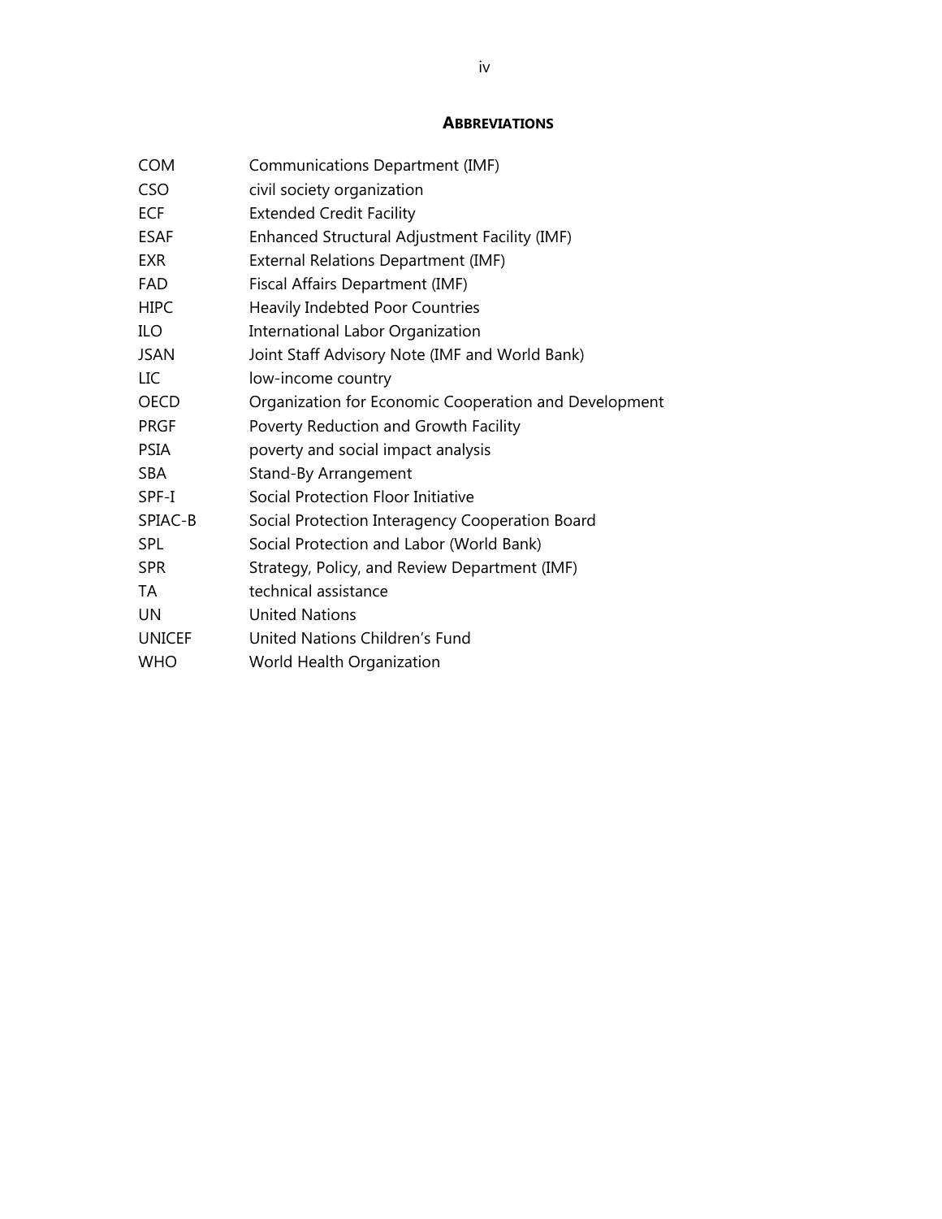## ABBREVIATIONS

| | |
|---|---|
| COM | Communications Department (IMF) |
| CSO | civil society organization |
| ECF | Extended Credit Facility |
| ESAF | Enhanced Structural Adjustment Facility (IMF) |
| EXR | External Relations Department (IMF) |
| FAD | Fiscal Affairs Department (IMF) |
| HIPC | Heavily Indebted Poor Countries |
| ILO | International Labor Organization |
| JSAN | Joint Staff Advisory Note (IMF and World Bank) |
| LIC | low-income country |
| OECD | Organization for Economic Cooperation and Development |
| PRGF | Poverty Reduction and Growth Facility |
| PSIA | poverty and social impact analysis |
| SBA | Stand-By Arrangement |
| SPF-I | Social Protection Floor Initiative |
| SPIAC-B | Social Protection Interagency Cooperation Board |
| SPL | Social Protection and Labor (World Bank) |
| SPR | Strategy, Policy, and Review Department (IMF) |
| TA | technical assistance |
| UN | United Nations |
| UNICEF | United Nations Children's Fund |
| WHO | World Health Organization |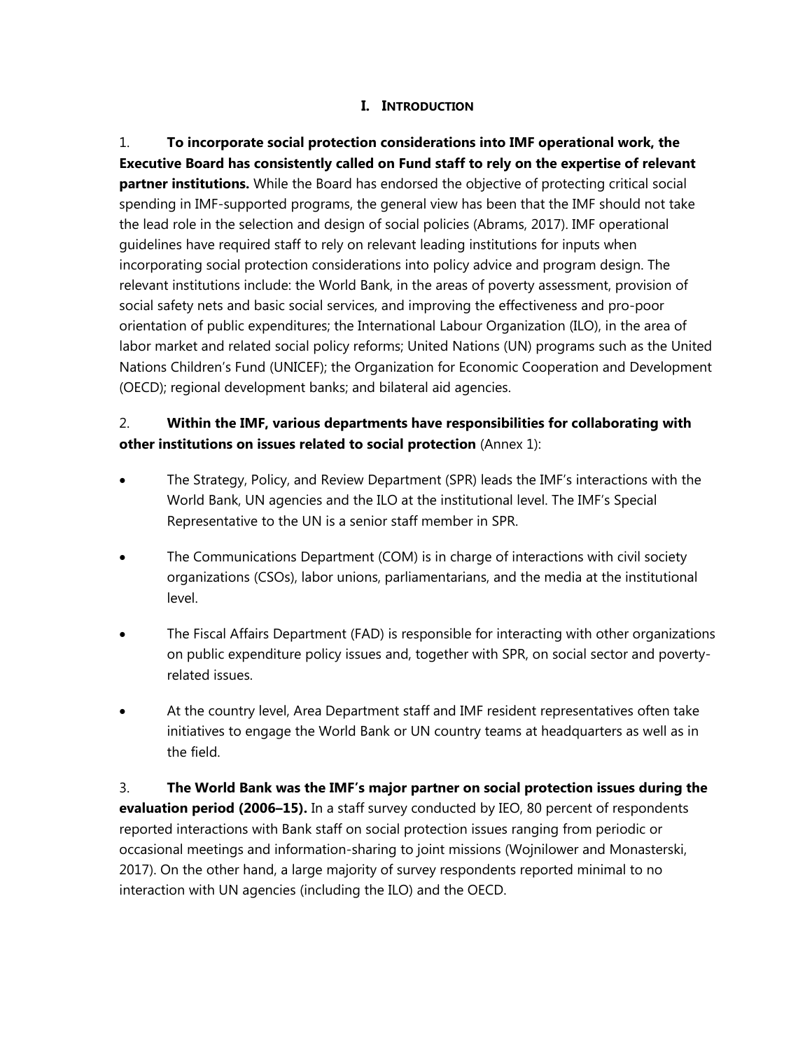# I. INTRODUCTION

1. **To incorporate social protection considerations into IMF operational work, the Executive Board has consistently called on Fund staff to rely on the expertise of relevant partner institutions.** While the Board has endorsed the objective of protecting critical social spending in IMF-supported programs, the general view has been that the IMF should not take the lead role in the selection and design of social policies (Abrams, 2017). IMF operational guidelines have required staff to rely on relevant leading institutions for inputs when incorporating social protection considerations into policy advice and program design. The relevant institutions include: the World Bank, in the areas of poverty assessment, provision of social safety nets and basic social services, and improving the effectiveness and pro-poor orientation of public expenditures; the International Labour Organization (ILO), in the area of labor market and related social policy reforms; United Nations (UN) programs such as the United Nations Children's Fund (UNICEF); the Organization for Economic Cooperation and Development (OECD); regional development banks; and bilateral aid agencies.

2. **Within the IMF, various departments have responsibilities for collaborating with other institutions on issues related to social protection** (Annex 1):

- The Strategy, Policy, and Review Department (SPR) leads the IMF's interactions with the World Bank, UN agencies and the ILO at the institutional level. The IMF's Special Representative to the UN is a senior staff member in SPR.
- The Communications Department (COM) is in charge of interactions with civil society organizations (CSOs), labor unions, parliamentarians, and the media at the institutional level.
- The Fiscal Affairs Department (FAD) is responsible for interacting with other organizations on public expenditure policy issues and, together with SPR, on social sector and poverty-related issues.
- At the country level, Area Department staff and IMF resident representatives often take initiatives to engage the World Bank or UN country teams at headquarters as well as in the field.

3. **The World Bank was the IMF's major partner on social protection issues during the evaluation period (2006–15).** In a staff survey conducted by IEO, 80 percent of respondents reported interactions with Bank staff on social protection issues ranging from periodic or occasional meetings and information-sharing to joint missions (Wojnilower and Monasterski, 2017). On the other hand, a large majority of survey respondents reported minimal to no interaction with UN agencies (including the ILO) and the OECD.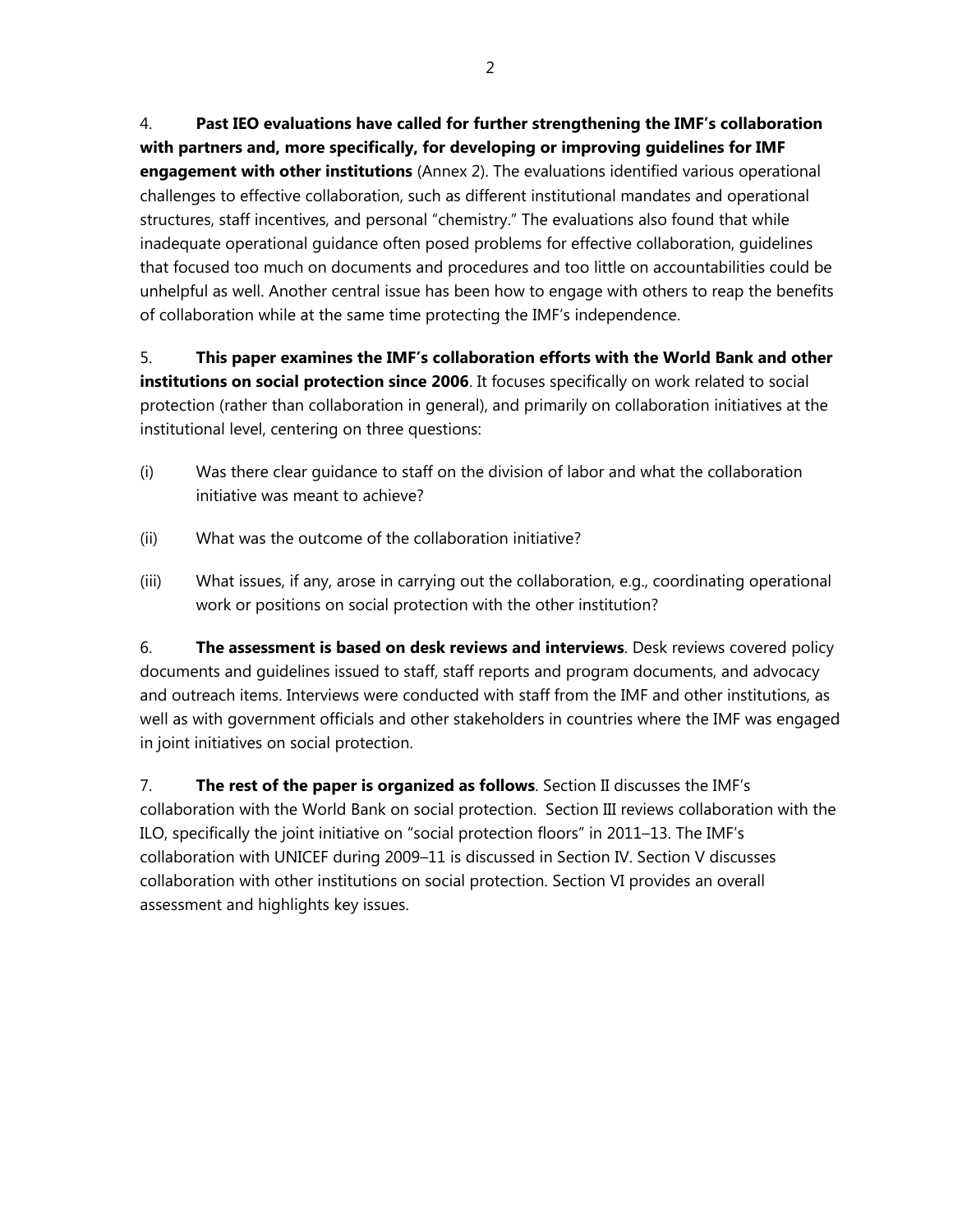4. **Past IEO evaluations have called for further strengthening the IMF's collaboration with partners and, more specifically, for developing or improving guidelines for IMF engagement with other institutions** (Annex 2). The evaluations identified various operational challenges to effective collaboration, such as different institutional mandates and operational structures, staff incentives, and personal "chemistry." The evaluations also found that while inadequate operational guidance often posed problems for effective collaboration, guidelines that focused too much on documents and procedures and too little on accountabilities could be unhelpful as well. Another central issue has been how to engage with others to reap the benefits of collaboration while at the same time protecting the IMF's independence.

5. **This paper examines the IMF's collaboration efforts with the World Bank and other institutions on social protection since 2006**. It focuses specifically on work related to social protection (rather than collaboration in general), and primarily on collaboration initiatives at the institutional level, centering on three questions:

(i) Was there clear guidance to staff on the division of labor and what the collaboration initiative was meant to achieve?

(ii) What was the outcome of the collaboration initiative?

(iii) What issues, if any, arose in carrying out the collaboration, e.g., coordinating operational work or positions on social protection with the other institution?

6. **The assessment is based on desk reviews and interviews**. Desk reviews covered policy documents and guidelines issued to staff, staff reports and program documents, and advocacy and outreach items. Interviews were conducted with staff from the IMF and other institutions, as well as with government officials and other stakeholders in countries where the IMF was engaged in joint initiatives on social protection.

7. **The rest of the paper is organized as follows**. Section II discusses the IMF's collaboration with the World Bank on social protection. Section III reviews collaboration with the ILO, specifically the joint initiative on "social protection floors" in 2011–13. The IMF's collaboration with UNICEF during 2009–11 is discussed in Section IV. Section V discusses collaboration with other institutions on social protection. Section VI provides an overall assessment and highlights key issues.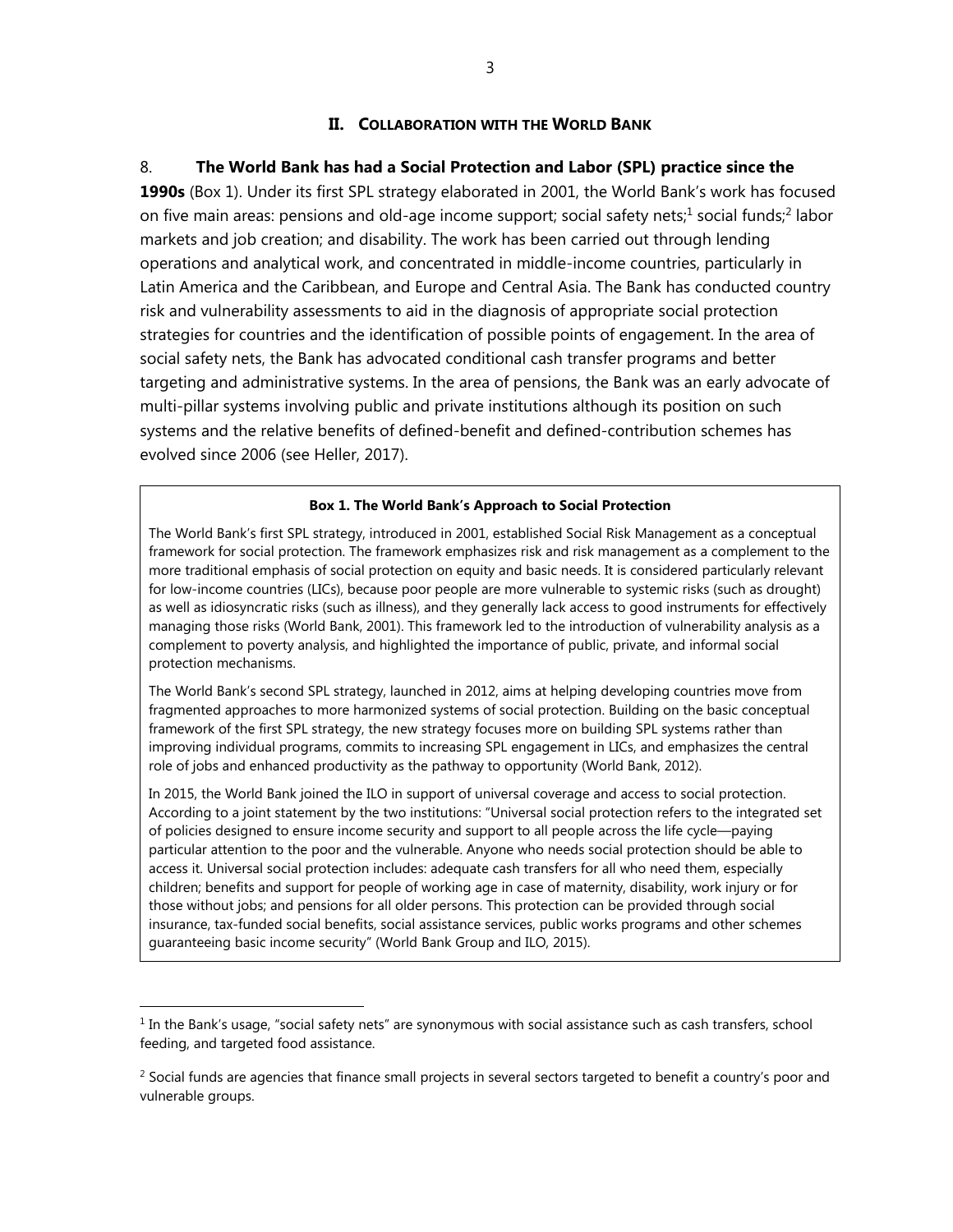## II. COLLABORATION WITH THE WORLD BANK

8. **The World Bank has had a Social Protection and Labor (SPL) practice since the 1990s** (Box 1). Under its first SPL strategy elaborated in 2001, the World Bank's work has focused on five main areas: pensions and old-age income support; social safety nets;[1] social funds;[2] labor markets and job creation; and disability. The work has been carried out through lending operations and analytical work, and concentrated in middle-income countries, particularly in Latin America and the Caribbean, and Europe and Central Asia. The Bank has conducted country risk and vulnerability assessments to aid in the diagnosis of appropriate social protection strategies for countries and the identification of possible points of engagement. In the area of social safety nets, the Bank has advocated conditional cash transfer programs and better targeting and administrative systems. In the area of pensions, the Bank was an early advocate of multi-pillar systems involving public and private institutions although its position on such systems and the relative benefits of defined-benefit and defined-contribution schemes has evolved since 2006 (see Heller, 2017).

> **Box 1. The World Bank's Approach to Social Protection**
>
> The World Bank's first SPL strategy, introduced in 2001, established Social Risk Management as a conceptual framework for social protection. The framework emphasizes risk and risk management as a complement to the more traditional emphasis of social protection on equity and basic needs. It is considered particularly relevant for low-income countries (LICs), because poor people are more vulnerable to systemic risks (such as drought) as well as idiosyncratic risks (such as illness), and they generally lack access to good instruments for effectively managing those risks (World Bank, 2001). This framework led to the introduction of vulnerability analysis as a complement to poverty analysis, and highlighted the importance of public, private, and informal social protection mechanisms.
>
> The World Bank's second SPL strategy, launched in 2012, aims at helping developing countries move from fragmented approaches to more harmonized systems of social protection. Building on the basic conceptual framework of the first SPL strategy, the new strategy focuses more on building SPL systems rather than improving individual programs, commits to increasing SPL engagement in LICs, and emphasizes the central role of jobs and enhanced productivity as the pathway to opportunity (World Bank, 2012).
>
> In 2015, the World Bank joined the ILO in support of universal coverage and access to social protection. According to a joint statement by the two institutions: "Universal social protection refers to the integrated set of policies designed to ensure income security and support to all people across the life cycle—paying particular attention to the poor and the vulnerable. Anyone who needs social protection should be able to access it. Universal social protection includes: adequate cash transfers for all who need them, especially children; benefits and support for people of working age in case of maternity, disability, work injury or for those without jobs; and pensions for all older persons. This protection can be provided through social insurance, tax-funded social benefits, social assistance services, public works programs and other schemes guaranteeing basic income security" (World Bank Group and ILO, 2015).

---

[1] In the Bank's usage, "social safety nets" are synonymous with social assistance such as cash transfers, school feeding, and targeted food assistance.

[2] Social funds are agencies that finance small projects in several sectors targeted to benefit a country's poor and vulnerable groups.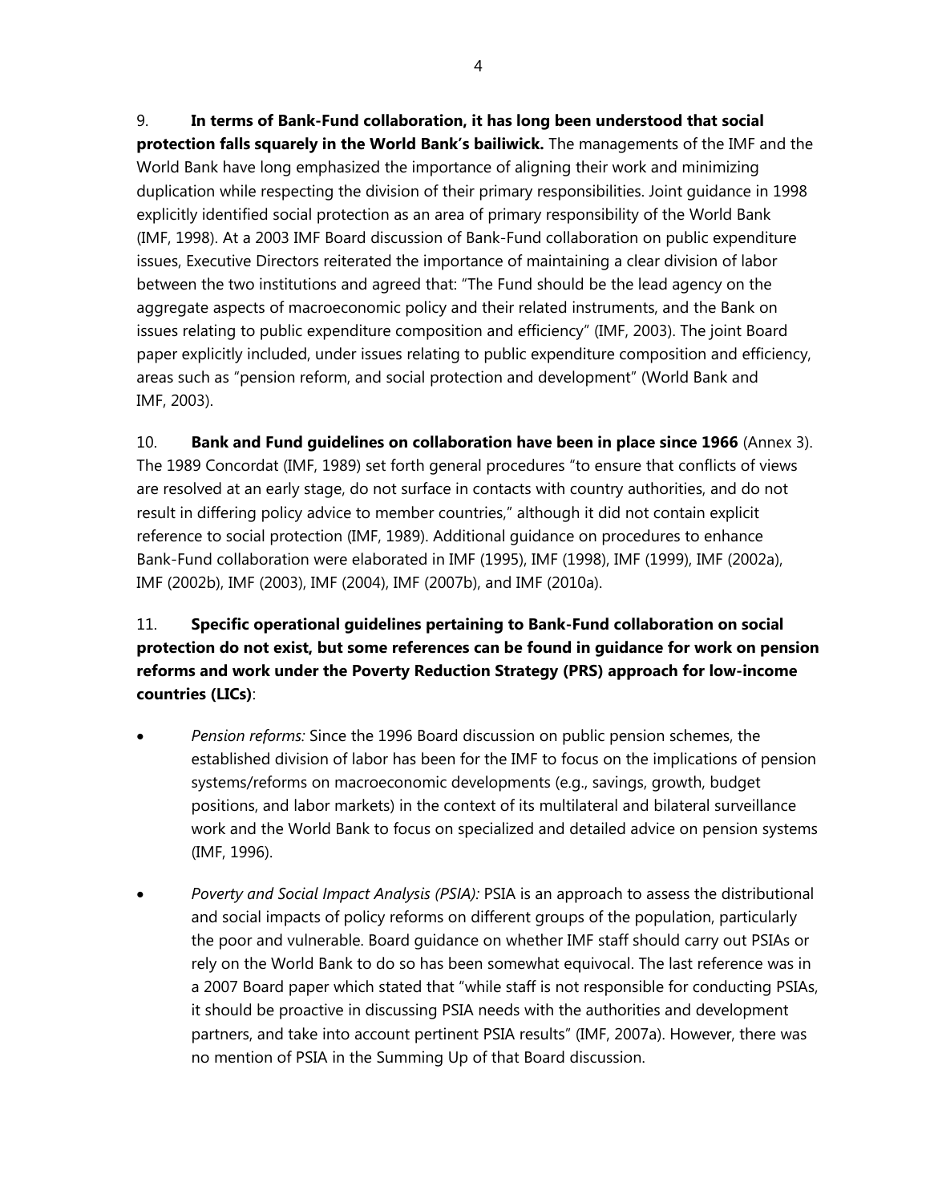9. **In terms of Bank-Fund collaboration, it has long been understood that social protection falls squarely in the World Bank's bailiwick.** The managements of the IMF and the World Bank have long emphasized the importance of aligning their work and minimizing duplication while respecting the division of their primary responsibilities. Joint guidance in 1998 explicitly identified social protection as an area of primary responsibility of the World Bank (IMF, 1998). At a 2003 IMF Board discussion of Bank-Fund collaboration on public expenditure issues, Executive Directors reiterated the importance of maintaining a clear division of labor between the two institutions and agreed that: "The Fund should be the lead agency on the aggregate aspects of macroeconomic policy and their related instruments, and the Bank on issues relating to public expenditure composition and efficiency" (IMF, 2003). The joint Board paper explicitly included, under issues relating to public expenditure composition and efficiency, areas such as "pension reform, and social protection and development" (World Bank and IMF, 2003).

10. **Bank and Fund guidelines on collaboration have been in place since 1966** (Annex 3). The 1989 Concordat (IMF, 1989) set forth general procedures "to ensure that conflicts of views are resolved at an early stage, do not surface in contacts with country authorities, and do not result in differing policy advice to member countries," although it did not contain explicit reference to social protection (IMF, 1989). Additional guidance on procedures to enhance Bank-Fund collaboration were elaborated in IMF (1995), IMF (1998), IMF (1999), IMF (2002a), IMF (2002b), IMF (2003), IMF (2004), IMF (2007b), and IMF (2010a).

11. **Specific operational guidelines pertaining to Bank-Fund collaboration on social protection do not exist, but some references can be found in guidance for work on pension reforms and work under the Poverty Reduction Strategy (PRS) approach for low-income countries (LICs)**:

- *Pension reforms:* Since the 1996 Board discussion on public pension schemes, the established division of labor has been for the IMF to focus on the implications of pension systems/reforms on macroeconomic developments (e.g., savings, growth, budget positions, and labor markets) in the context of its multilateral and bilateral surveillance work and the World Bank to focus on specialized and detailed advice on pension systems (IMF, 1996).

- *Poverty and Social Impact Analysis (PSIA):* PSIA is an approach to assess the distributional and social impacts of policy reforms on different groups of the population, particularly the poor and vulnerable. Board guidance on whether IMF staff should carry out PSIAs or rely on the World Bank to do so has been somewhat equivocal. The last reference was in a 2007 Board paper which stated that "while staff is not responsible for conducting PSIAs, it should be proactive in discussing PSIA needs with the authorities and development partners, and take into account pertinent PSIA results" (IMF, 2007a). However, there was no mention of PSIA in the Summing Up of that Board discussion.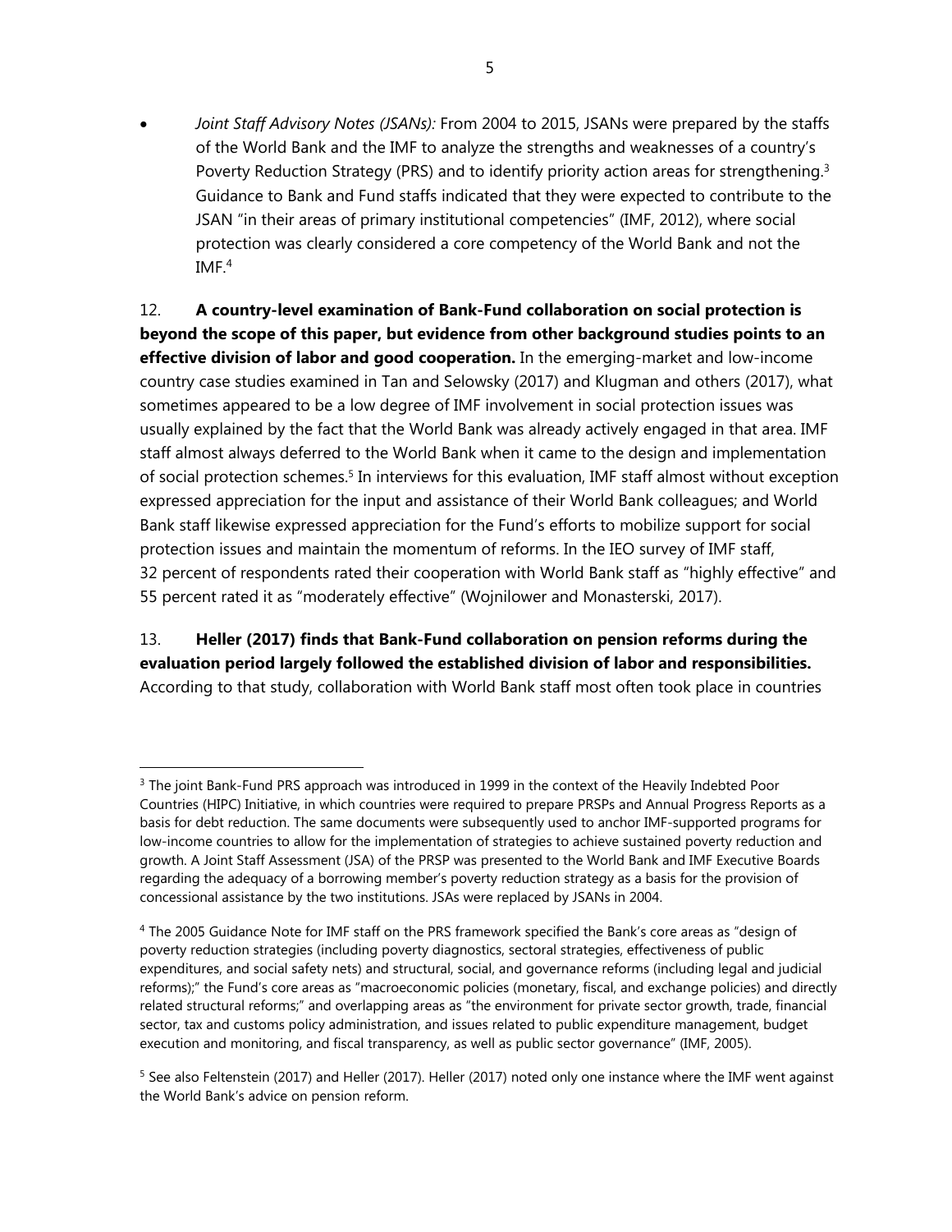- *Joint Staff Advisory Notes (JSANs):* From 2004 to 2015, JSANs were prepared by the staffs of the World Bank and the IMF to analyze the strengths and weaknesses of a country's Poverty Reduction Strategy (PRS) and to identify priority action areas for strengthening.[3] Guidance to Bank and Fund staffs indicated that they were expected to contribute to the JSAN "in their areas of primary institutional competencies" (IMF, 2012), where social protection was clearly considered a core competency of the World Bank and not the IMF.[4]

12. **A country-level examination of Bank-Fund collaboration on social protection is beyond the scope of this paper, but evidence from other background studies points to an effective division of labor and good cooperation.** In the emerging-market and low-income country case studies examined in Tan and Selowsky (2017) and Klugman and others (2017), what sometimes appeared to be a low degree of IMF involvement in social protection issues was usually explained by the fact that the World Bank was already actively engaged in that area. IMF staff almost always deferred to the World Bank when it came to the design and implementation of social protection schemes.[5] In interviews for this evaluation, IMF staff almost without exception expressed appreciation for the input and assistance of their World Bank colleagues; and World Bank staff likewise expressed appreciation for the Fund's efforts to mobilize support for social protection issues and maintain the momentum of reforms. In the IEO survey of IMF staff, 32 percent of respondents rated their cooperation with World Bank staff as "highly effective" and 55 percent rated it as "moderately effective" (Wojnilower and Monasterski, 2017).

13. **Heller (2017) finds that Bank-Fund collaboration on pension reforms during the evaluation period largely followed the established division of labor and responsibilities.** According to that study, collaboration with World Bank staff most often took place in countries

[3] The joint Bank-Fund PRS approach was introduced in 1999 in the context of the Heavily Indebted Poor Countries (HIPC) Initiative, in which countries were required to prepare PRSPs and Annual Progress Reports as a basis for debt reduction. The same documents were subsequently used to anchor IMF-supported programs for low-income countries to allow for the implementation of strategies to achieve sustained poverty reduction and growth. A Joint Staff Assessment (JSA) of the PRSP was presented to the World Bank and IMF Executive Boards regarding the adequacy of a borrowing member's poverty reduction strategy as a basis for the provision of concessional assistance by the two institutions. JSAs were replaced by JSANs in 2004.

[4] The 2005 Guidance Note for IMF staff on the PRS framework specified the Bank's core areas as "design of poverty reduction strategies (including poverty diagnostics, sectoral strategies, effectiveness of public expenditures, and social safety nets) and structural, social, and governance reforms (including legal and judicial reforms);" the Fund's core areas as "macroeconomic policies (monetary, fiscal, and exchange policies) and directly related structural reforms;" and overlapping areas as "the environment for private sector growth, trade, financial sector, tax and customs policy administration, and issues related to public expenditure management, budget execution and monitoring, and fiscal transparency, as well as public sector governance" (IMF, 2005).

[5] See also Feltenstein (2017) and Heller (2017). Heller (2017) noted only one instance where the IMF went against the World Bank's advice on pension reform.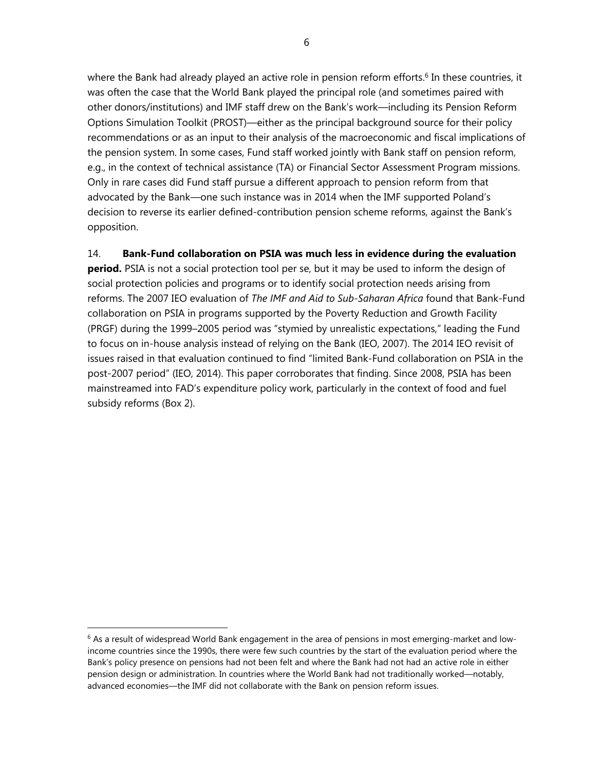where the Bank had already played an active role in pension reform efforts.[6] In these countries, it was often the case that the World Bank played the principal role (and sometimes paired with other donors/institutions) and IMF staff drew on the Bank's work—including its Pension Reform Options Simulation Toolkit (PROST)—either as the principal background source for their policy recommendations or as an input to their analysis of the macroeconomic and fiscal implications of the pension system. In some cases, Fund staff worked jointly with Bank staff on pension reform, e.g., in the context of technical assistance (TA) or Financial Sector Assessment Program missions. Only in rare cases did Fund staff pursue a different approach to pension reform from that advocated by the Bank—one such instance was in 2014 when the IMF supported Poland's decision to reverse its earlier defined-contribution pension scheme reforms, against the Bank's opposition.

14. **Bank-Fund collaboration on PSIA was much less in evidence during the evaluation period.** PSIA is not a social protection tool per se, but it may be used to inform the design of social protection policies and programs or to identify social protection needs arising from reforms. The 2007 IEO evaluation of *The IMF and Aid to Sub-Saharan Africa* found that Bank-Fund collaboration on PSIA in programs supported by the Poverty Reduction and Growth Facility (PRGF) during the 1999–2005 period was "stymied by unrealistic expectations," leading the Fund to focus on in-house analysis instead of relying on the Bank (IEO, 2007). The 2014 IEO revisit of issues raised in that evaluation continued to find "limited Bank-Fund collaboration on PSIA in the post-2007 period" (IEO, 2014). This paper corroborates that finding. Since 2008, PSIA has been mainstreamed into FAD's expenditure policy work, particularly in the context of food and fuel subsidy reforms (Box 2).

---

[6] As a result of widespread World Bank engagement in the area of pensions in most emerging-market and low-income countries since the 1990s, there were few such countries by the start of the evaluation period where the Bank's policy presence on pensions had not been felt and where the Bank had not had an active role in either pension design or administration. In countries where the World Bank had not traditionally worked—notably, advanced economies—the IMF did not collaborate with the Bank on pension reform issues.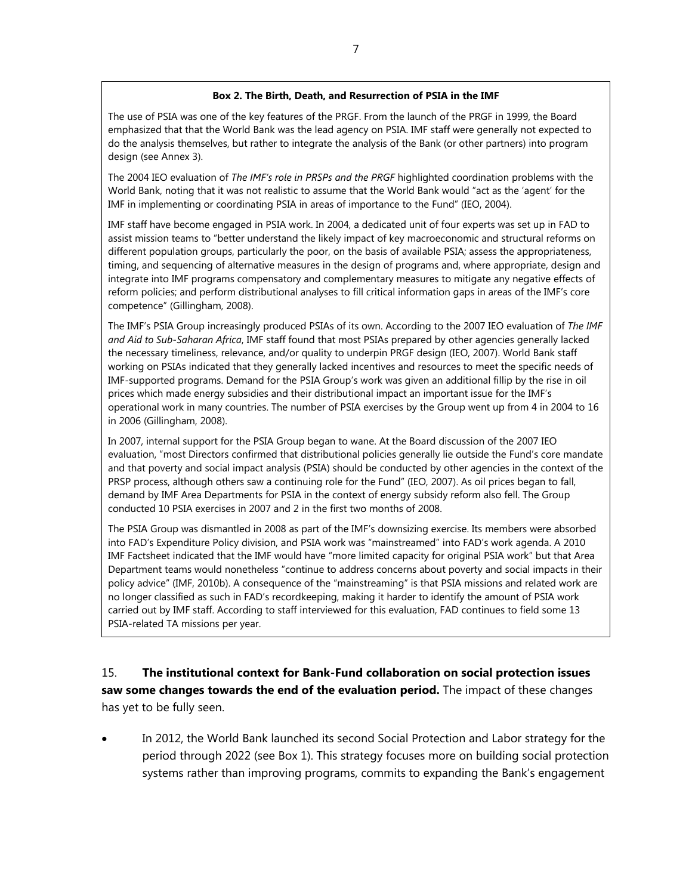**Box 2. The Birth, Death, and Resurrection of PSIA in the IMF**

The use of PSIA was one of the key features of the PRGF. From the launch of the PRGF in 1999, the Board emphasized that that the World Bank was the lead agency on PSIA. IMF staff were generally not expected to do the analysis themselves, but rather to integrate the analysis of the Bank (or other partners) into program design (see Annex 3).

The 2004 IEO evaluation of *The IMF's role in PRSPs and the PRGF* highlighted coordination problems with the World Bank, noting that it was not realistic to assume that the World Bank would "act as the 'agent' for the IMF in implementing or coordinating PSIA in areas of importance to the Fund" (IEO, 2004).

IMF staff have become engaged in PSIA work. In 2004, a dedicated unit of four experts was set up in FAD to assist mission teams to "better understand the likely impact of key macroeconomic and structural reforms on different population groups, particularly the poor, on the basis of available PSIA; assess the appropriateness, timing, and sequencing of alternative measures in the design of programs and, where appropriate, design and integrate into IMF programs compensatory and complementary measures to mitigate any negative effects of reform policies; and perform distributional analyses to fill critical information gaps in areas of the IMF's core competence" (Gillingham, 2008).

The IMF's PSIA Group increasingly produced PSIAs of its own. According to the 2007 IEO evaluation of *The IMF and Aid to Sub-Saharan Africa*, IMF staff found that most PSIAs prepared by other agencies generally lacked the necessary timeliness, relevance, and/or quality to underpin PRGF design (IEO, 2007). World Bank staff working on PSIAs indicated that they generally lacked incentives and resources to meet the specific needs of IMF-supported programs. Demand for the PSIA Group's work was given an additional fillip by the rise in oil prices which made energy subsidies and their distributional impact an important issue for the IMF's operational work in many countries. The number of PSIA exercises by the Group went up from 4 in 2004 to 16 in 2006 (Gillingham, 2008).

In 2007, internal support for the PSIA Group began to wane. At the Board discussion of the 2007 IEO evaluation, "most Directors confirmed that distributional policies generally lie outside the Fund's core mandate and that poverty and social impact analysis (PSIA) should be conducted by other agencies in the context of the PRSP process, although others saw a continuing role for the Fund" (IEO, 2007). As oil prices began to fall, demand by IMF Area Departments for PSIA in the context of energy subsidy reform also fell. The Group conducted 10 PSIA exercises in 2007 and 2 in the first two months of 2008.

The PSIA Group was dismantled in 2008 as part of the IMF's downsizing exercise. Its members were absorbed into FAD's Expenditure Policy division, and PSIA work was "mainstreamed" into FAD's work agenda. A 2010 IMF Factsheet indicated that the IMF would have "more limited capacity for original PSIA work" but that Area Department teams would nonetheless "continue to address concerns about poverty and social impacts in their policy advice" (IMF, 2010b). A consequence of the "mainstreaming" is that PSIA missions and related work are no longer classified as such in FAD's recordkeeping, making it harder to identify the amount of PSIA work carried out by IMF staff. According to staff interviewed for this evaluation, FAD continues to field some 13 PSIA-related TA missions per year.

15. **The institutional context for Bank-Fund collaboration on social protection issues saw some changes towards the end of the evaluation period.** The impact of these changes has yet to be fully seen.

- In 2012, the World Bank launched its second Social Protection and Labor strategy for the period through 2022 (see Box 1). This strategy focuses more on building social protection systems rather than improving programs, commits to expanding the Bank's engagement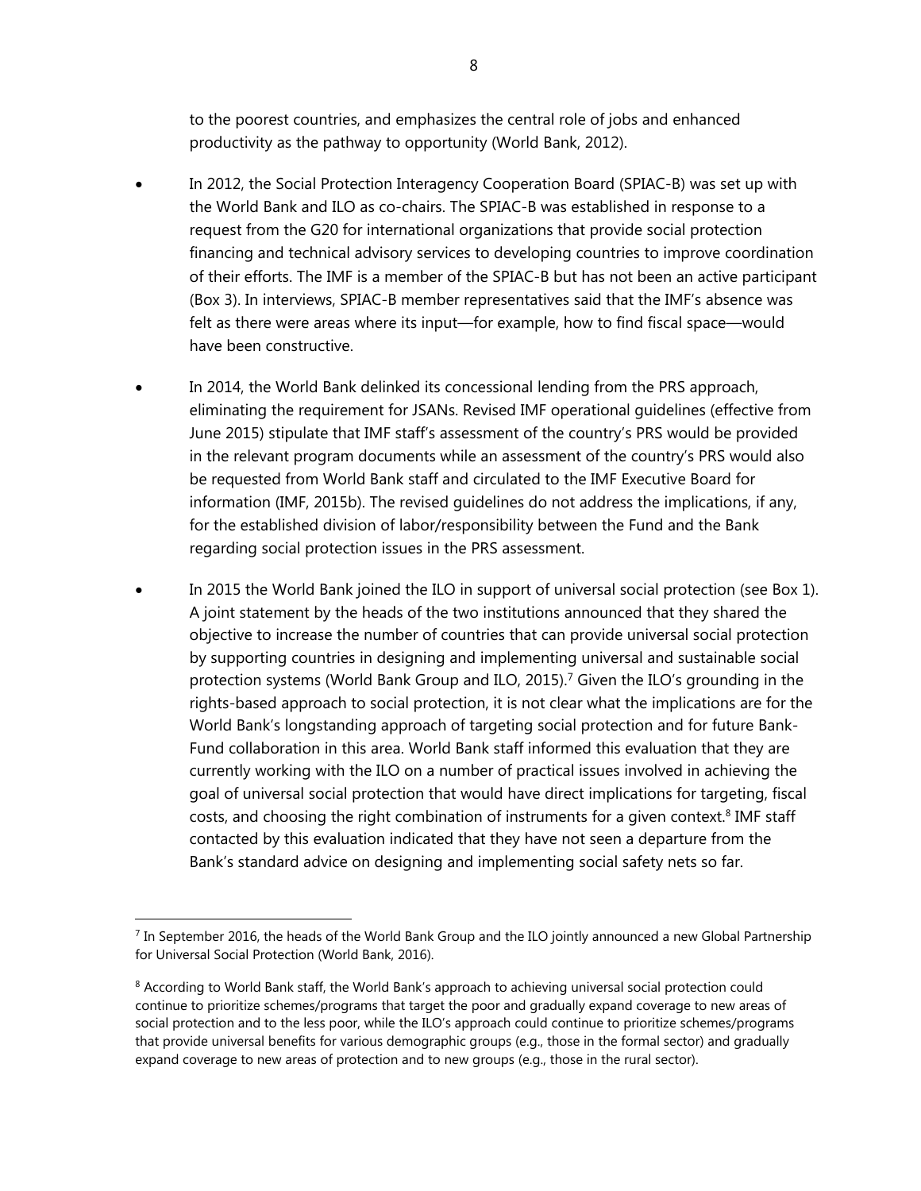to the poorest countries, and emphasizes the central role of jobs and enhanced productivity as the pathway to opportunity (World Bank, 2012).

- In 2012, the Social Protection Interagency Cooperation Board (SPIAC-B) was set up with the World Bank and ILO as co-chairs. The SPIAC-B was established in response to a request from the G20 for international organizations that provide social protection financing and technical advisory services to developing countries to improve coordination of their efforts. The IMF is a member of the SPIAC-B but has not been an active participant (Box 3). In interviews, SPIAC-B member representatives said that the IMF's absence was felt as there were areas where its input—for example, how to find fiscal space—would have been constructive.

- In 2014, the World Bank delinked its concessional lending from the PRS approach, eliminating the requirement for JSANs. Revised IMF operational guidelines (effective from June 2015) stipulate that IMF staff's assessment of the country's PRS would be provided in the relevant program documents while an assessment of the country's PRS would also be requested from World Bank staff and circulated to the IMF Executive Board for information (IMF, 2015b). The revised guidelines do not address the implications, if any, for the established division of labor/responsibility between the Fund and the Bank regarding social protection issues in the PRS assessment.

- In 2015 the World Bank joined the ILO in support of universal social protection (see Box 1). A joint statement by the heads of the two institutions announced that they shared the objective to increase the number of countries that can provide universal social protection by supporting countries in designing and implementing universal and sustainable social protection systems (World Bank Group and ILO, 2015).[7] Given the ILO's grounding in the rights-based approach to social protection, it is not clear what the implications are for the World Bank's longstanding approach of targeting social protection and for future Bank-Fund collaboration in this area. World Bank staff informed this evaluation that they are currently working with the ILO on a number of practical issues involved in achieving the goal of universal social protection that would have direct implications for targeting, fiscal costs, and choosing the right combination of instruments for a given context.[8] IMF staff contacted by this evaluation indicated that they have not seen a departure from the Bank's standard advice on designing and implementing social safety nets so far.

---

[7] In September 2016, the heads of the World Bank Group and the ILO jointly announced a new Global Partnership for Universal Social Protection (World Bank, 2016).

[8] According to World Bank staff, the World Bank's approach to achieving universal social protection could continue to prioritize schemes/programs that target the poor and gradually expand coverage to new areas of social protection and to the less poor, while the ILO's approach could continue to prioritize schemes/programs that provide universal benefits for various demographic groups (e.g., those in the formal sector) and gradually expand coverage to new areas of protection and to new groups (e.g., those in the rural sector).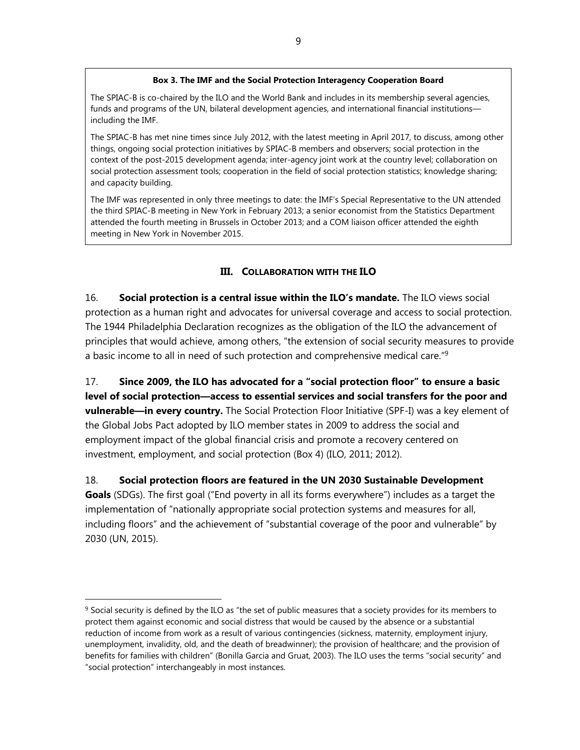**Box 3. The IMF and the Social Protection Interagency Cooperation Board**

The SPIAC-B is co-chaired by the ILO and the World Bank and includes in its membership several agencies, funds and programs of the UN, bilateral development agencies, and international financial institutions—including the IMF.

The SPIAC-B has met nine times since July 2012, with the latest meeting in April 2017, to discuss, among other things, ongoing social protection initiatives by SPIAC-B members and observers; social protection in the context of the post-2015 development agenda; inter-agency joint work at the country level; collaboration on social protection assessment tools; cooperation in the field of social protection statistics; knowledge sharing; and capacity building.

The IMF was represented in only three meetings to date: the IMF's Special Representative to the UN attended the third SPIAC-B meeting in New York in February 2013; a senior economist from the Statistics Department attended the fourth meeting in Brussels in October 2013; and a COM liaison officer attended the eighth meeting in New York in November 2015.

## III. COLLABORATION WITH THE ILO

16. **Social protection is a central issue within the ILO's mandate.** The ILO views social protection as a human right and advocates for universal coverage and access to social protection. The 1944 Philadelphia Declaration recognizes as the obligation of the ILO the advancement of principles that would achieve, among others, "the extension of social security measures to provide a basic income to all in need of such protection and comprehensive medical care."[9]

17. **Since 2009, the ILO has advocated for a "social protection floor" to ensure a basic level of social protection—access to essential services and social transfers for the poor and vulnerable—in every country.** The Social Protection Floor Initiative (SPF-I) was a key element of the Global Jobs Pact adopted by ILO member states in 2009 to address the social and employment impact of the global financial crisis and promote a recovery centered on investment, employment, and social protection (Box 4) (ILO, 2011; 2012).

18. **Social protection floors are featured in the UN 2030 Sustainable Development Goals** (SDGs). The first goal ("End poverty in all its forms everywhere") includes as a target the implementation of "nationally appropriate social protection systems and measures for all, including floors" and the achievement of "substantial coverage of the poor and vulnerable" by 2030 (UN, 2015).

[9] Social security is defined by the ILO as "the set of public measures that a society provides for its members to protect them against economic and social distress that would be caused by the absence or a substantial reduction of income from work as a result of various contingencies (sickness, maternity, employment injury, unemployment, invalidity, old, and the death of breadwinner); the provision of healthcare; and the provision of benefits for families with children" (Bonilla Garcia and Gruat, 2003). The ILO uses the terms "social security" and "social protection" interchangeably in most instances.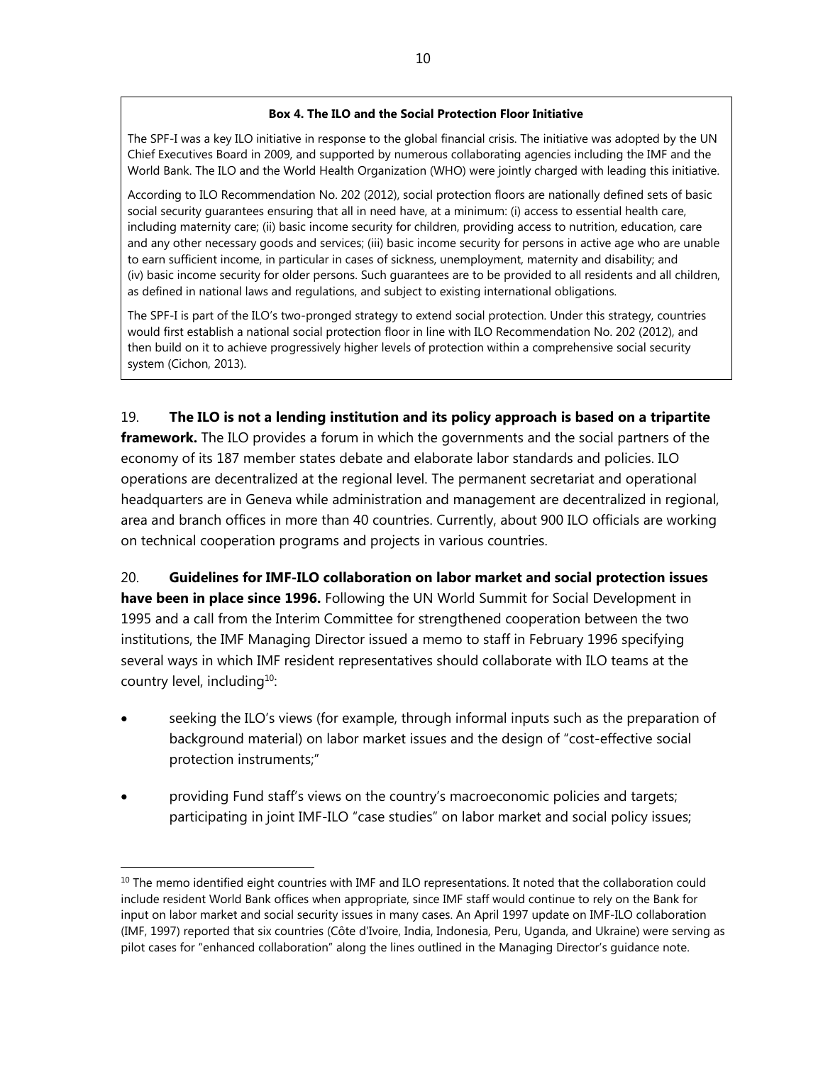**Box 4. The ILO and the Social Protection Floor Initiative**

The SPF-I was a key ILO initiative in response to the global financial crisis. The initiative was adopted by the UN Chief Executives Board in 2009, and supported by numerous collaborating agencies including the IMF and the World Bank. The ILO and the World Health Organization (WHO) were jointly charged with leading this initiative.

According to ILO Recommendation No. 202 (2012), social protection floors are nationally defined sets of basic social security guarantees ensuring that all in need have, at a minimum: (i) access to essential health care, including maternity care; (ii) basic income security for children, providing access to nutrition, education, care and any other necessary goods and services; (iii) basic income security for persons in active age who are unable to earn sufficient income, in particular in cases of sickness, unemployment, maternity and disability; and (iv) basic income security for older persons. Such guarantees are to be provided to all residents and all children, as defined in national laws and regulations, and subject to existing international obligations.

The SPF-I is part of the ILO's two-pronged strategy to extend social protection. Under this strategy, countries would first establish a national social protection floor in line with ILO Recommendation No. 202 (2012), and then build on it to achieve progressively higher levels of protection within a comprehensive social security system (Cichon, 2013).

19. **The ILO is not a lending institution and its policy approach is based on a tripartite framework.** The ILO provides a forum in which the governments and the social partners of the economy of its 187 member states debate and elaborate labor standards and policies. ILO operations are decentralized at the regional level. The permanent secretariat and operational headquarters are in Geneva while administration and management are decentralized in regional, area and branch offices in more than 40 countries. Currently, about 900 ILO officials are working on technical cooperation programs and projects in various countries.

20. **Guidelines for IMF-ILO collaboration on labor market and social protection issues have been in place since 1996.** Following the UN World Summit for Social Development in 1995 and a call from the Interim Committee for strengthened cooperation between the two institutions, the IMF Managing Director issued a memo to staff in February 1996 specifying several ways in which IMF resident representatives should collaborate with ILO teams at the country level, including[10]:

- seeking the ILO's views (for example, through informal inputs such as the preparation of background material) on labor market issues and the design of "cost-effective social protection instruments;"
- providing Fund staff's views on the country's macroeconomic policies and targets; participating in joint IMF-ILO "case studies" on labor market and social policy issues;

[10] The memo identified eight countries with IMF and ILO representations. It noted that the collaboration could include resident World Bank offices when appropriate, since IMF staff would continue to rely on the Bank for input on labor market and social security issues in many cases. An April 1997 update on IMF-ILO collaboration (IMF, 1997) reported that six countries (Côte d'Ivoire, India, Indonesia, Peru, Uganda, and Ukraine) were serving as pilot cases for "enhanced collaboration" along the lines outlined in the Managing Director's guidance note.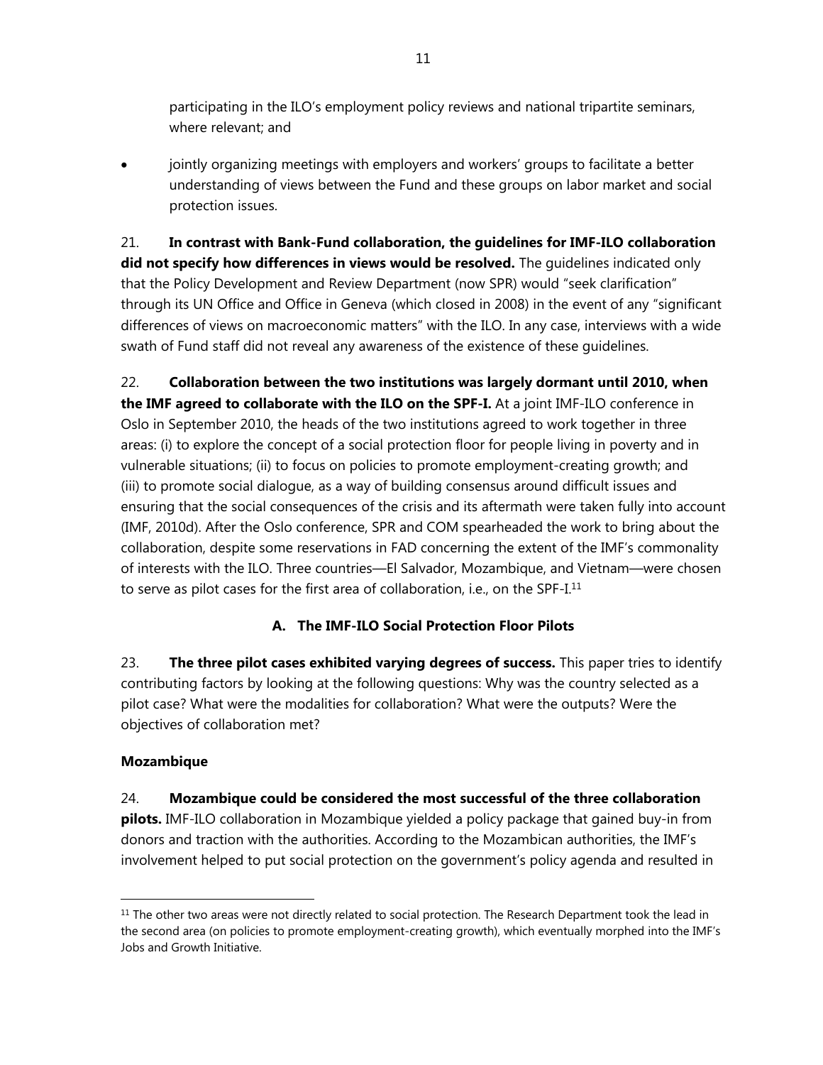participating in the ILO's employment policy reviews and national tripartite seminars, where relevant; and

- jointly organizing meetings with employers and workers' groups to facilitate a better understanding of views between the Fund and these groups on labor market and social protection issues.

21. **In contrast with Bank-Fund collaboration, the guidelines for IMF-ILO collaboration did not specify how differences in views would be resolved.** The guidelines indicated only that the Policy Development and Review Department (now SPR) would "seek clarification" through its UN Office and Office in Geneva (which closed in 2008) in the event of any "significant differences of views on macroeconomic matters" with the ILO. In any case, interviews with a wide swath of Fund staff did not reveal any awareness of the existence of these guidelines.

22. **Collaboration between the two institutions was largely dormant until 2010, when the IMF agreed to collaborate with the ILO on the SPF-I.** At a joint IMF-ILO conference in Oslo in September 2010, the heads of the two institutions agreed to work together in three areas: (i) to explore the concept of a social protection floor for people living in poverty and in vulnerable situations; (ii) to focus on policies to promote employment-creating growth; and (iii) to promote social dialogue, as a way of building consensus around difficult issues and ensuring that the social consequences of the crisis and its aftermath were taken fully into account (IMF, 2010d). After the Oslo conference, SPR and COM spearheaded the work to bring about the collaboration, despite some reservations in FAD concerning the extent of the IMF's commonality of interests with the ILO. Three countries—El Salvador, Mozambique, and Vietnam—were chosen to serve as pilot cases for the first area of collaboration, i.e., on the SPF-I.[11]

### A. The IMF-ILO Social Protection Floor Pilots

23. **The three pilot cases exhibited varying degrees of success.** This paper tries to identify contributing factors by looking at the following questions: Why was the country selected as a pilot case? What were the modalities for collaboration? What were the outputs? Were the objectives of collaboration met?

**Mozambique**

24. **Mozambique could be considered the most successful of the three collaboration pilots.** IMF-ILO collaboration in Mozambique yielded a policy package that gained buy-in from donors and traction with the authorities. According to the Mozambican authorities, the IMF's involvement helped to put social protection on the government's policy agenda and resulted in

[11] The other two areas were not directly related to social protection. The Research Department took the lead in the second area (on policies to promote employment-creating growth), which eventually morphed into the IMF's Jobs and Growth Initiative.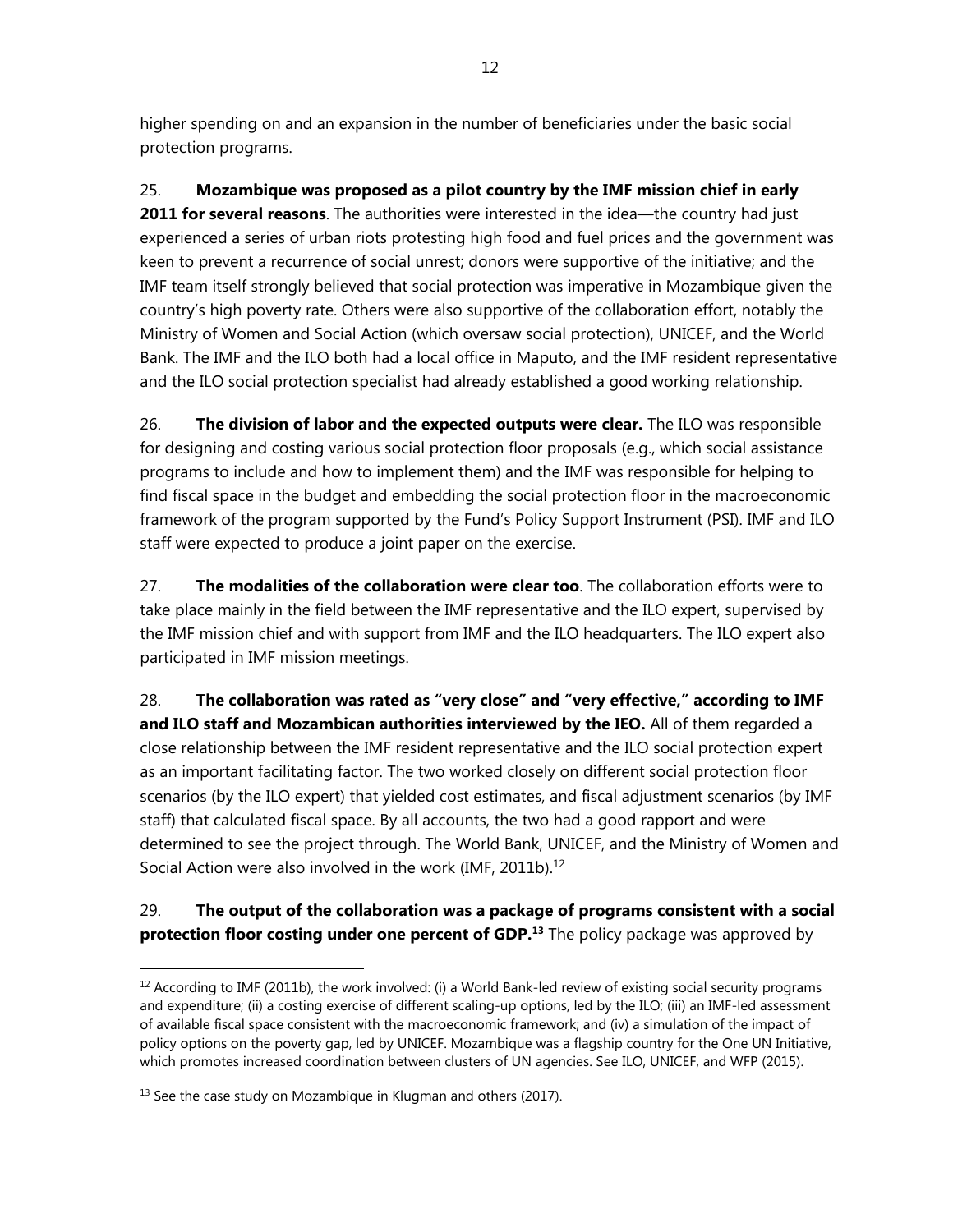higher spending on and an expansion in the number of beneficiaries under the basic social protection programs.

25. **Mozambique was proposed as a pilot country by the IMF mission chief in early 2011 for several reasons**. The authorities were interested in the idea—the country had just experienced a series of urban riots protesting high food and fuel prices and the government was keen to prevent a recurrence of social unrest; donors were supportive of the initiative; and the IMF team itself strongly believed that social protection was imperative in Mozambique given the country's high poverty rate. Others were also supportive of the collaboration effort, notably the Ministry of Women and Social Action (which oversaw social protection), UNICEF, and the World Bank. The IMF and the ILO both had a local office in Maputo, and the IMF resident representative and the ILO social protection specialist had already established a good working relationship.

26. **The division of labor and the expected outputs were clear.** The ILO was responsible for designing and costing various social protection floor proposals (e.g., which social assistance programs to include and how to implement them) and the IMF was responsible for helping to find fiscal space in the budget and embedding the social protection floor in the macroeconomic framework of the program supported by the Fund's Policy Support Instrument (PSI). IMF and ILO staff were expected to produce a joint paper on the exercise.

27. **The modalities of the collaboration were clear too**. The collaboration efforts were to take place mainly in the field between the IMF representative and the ILO expert, supervised by the IMF mission chief and with support from IMF and the ILO headquarters. The ILO expert also participated in IMF mission meetings.

28. **The collaboration was rated as "very close" and "very effective," according to IMF and ILO staff and Mozambican authorities interviewed by the IEO.** All of them regarded a close relationship between the IMF resident representative and the ILO social protection expert as an important facilitating factor. The two worked closely on different social protection floor scenarios (by the ILO expert) that yielded cost estimates, and fiscal adjustment scenarios (by IMF staff) that calculated fiscal space. By all accounts, the two had a good rapport and were determined to see the project through. The World Bank, UNICEF, and the Ministry of Women and Social Action were also involved in the work (IMF, 2011b).[12]

29. **The output of the collaboration was a package of programs consistent with a social protection floor costing under one percent of GDP.[13]** The policy package was approved by

---

[12] According to IMF (2011b), the work involved: (i) a World Bank-led review of existing social security programs and expenditure; (ii) a costing exercise of different scaling-up options, led by the ILO; (iii) an IMF-led assessment of available fiscal space consistent with the macroeconomic framework; and (iv) a simulation of the impact of policy options on the poverty gap, led by UNICEF. Mozambique was a flagship country for the One UN Initiative, which promotes increased coordination between clusters of UN agencies. See ILO, UNICEF, and WFP (2015).

[13] See the case study on Mozambique in Klugman and others (2017).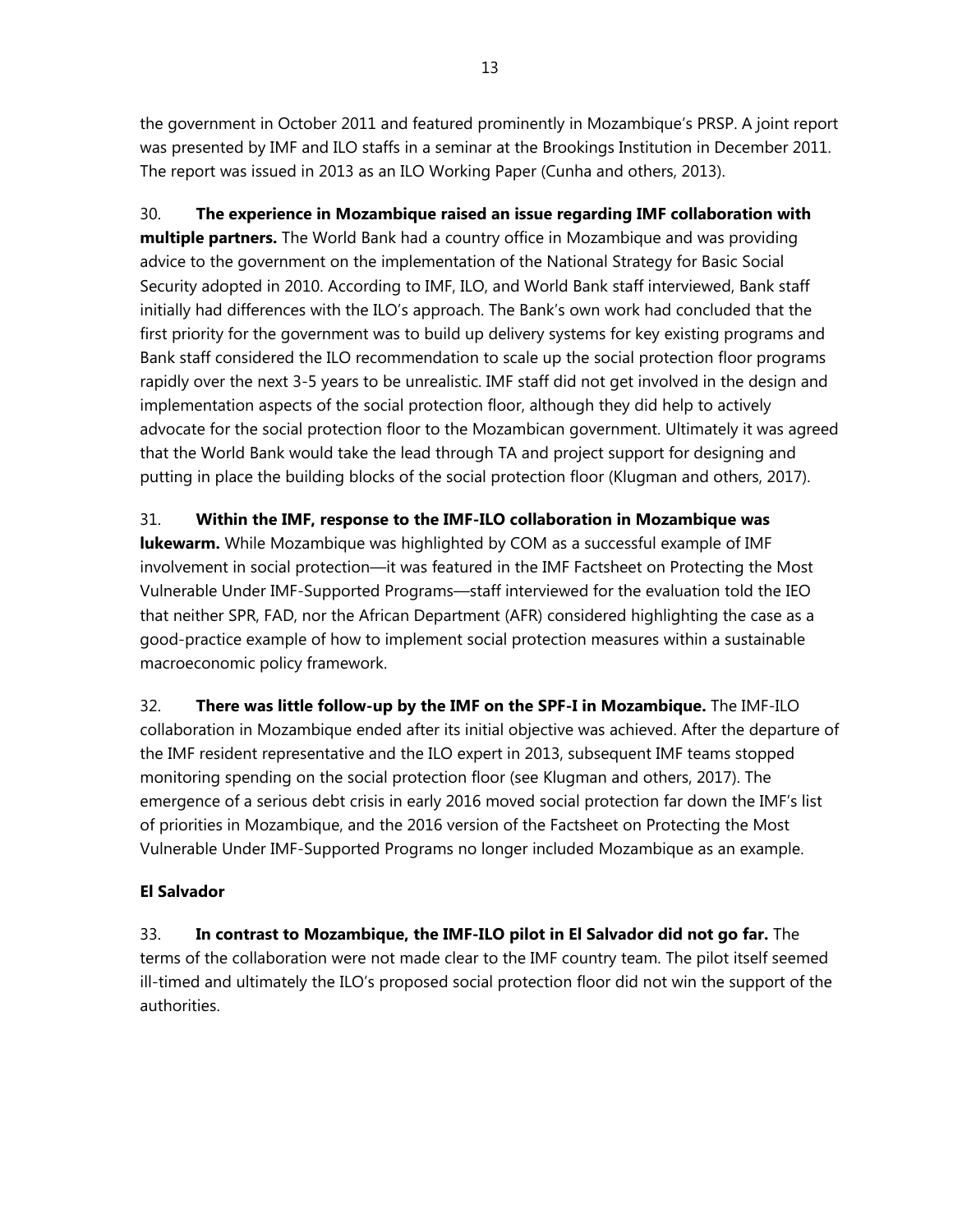the government in October 2011 and featured prominently in Mozambique's PRSP. A joint report was presented by IMF and ILO staffs in a seminar at the Brookings Institution in December 2011. The report was issued in 2013 as an ILO Working Paper (Cunha and others, 2013).

30. **The experience in Mozambique raised an issue regarding IMF collaboration with multiple partners.** The World Bank had a country office in Mozambique and was providing advice to the government on the implementation of the National Strategy for Basic Social Security adopted in 2010. According to IMF, ILO, and World Bank staff interviewed, Bank staff initially had differences with the ILO's approach. The Bank's own work had concluded that the first priority for the government was to build up delivery systems for key existing programs and Bank staff considered the ILO recommendation to scale up the social protection floor programs rapidly over the next 3-5 years to be unrealistic. IMF staff did not get involved in the design and implementation aspects of the social protection floor, although they did help to actively advocate for the social protection floor to the Mozambican government. Ultimately it was agreed that the World Bank would take the lead through TA and project support for designing and putting in place the building blocks of the social protection floor (Klugman and others, 2017).

31. **Within the IMF, response to the IMF-ILO collaboration in Mozambique was lukewarm.** While Mozambique was highlighted by COM as a successful example of IMF involvement in social protection—it was featured in the IMF Factsheet on Protecting the Most Vulnerable Under IMF-Supported Programs—staff interviewed for the evaluation told the IEO that neither SPR, FAD, nor the African Department (AFR) considered highlighting the case as a good-practice example of how to implement social protection measures within a sustainable macroeconomic policy framework.

32. **There was little follow-up by the IMF on the SPF-I in Mozambique.** The IMF-ILO collaboration in Mozambique ended after its initial objective was achieved. After the departure of the IMF resident representative and the ILO expert in 2013, subsequent IMF teams stopped monitoring spending on the social protection floor (see Klugman and others, 2017). The emergence of a serious debt crisis in early 2016 moved social protection far down the IMF's list of priorities in Mozambique, and the 2016 version of the Factsheet on Protecting the Most Vulnerable Under IMF-Supported Programs no longer included Mozambique as an example.

**El Salvador**

33. **In contrast to Mozambique, the IMF-ILO pilot in El Salvador did not go far.** The terms of the collaboration were not made clear to the IMF country team. The pilot itself seemed ill-timed and ultimately the ILO's proposed social protection floor did not win the support of the authorities.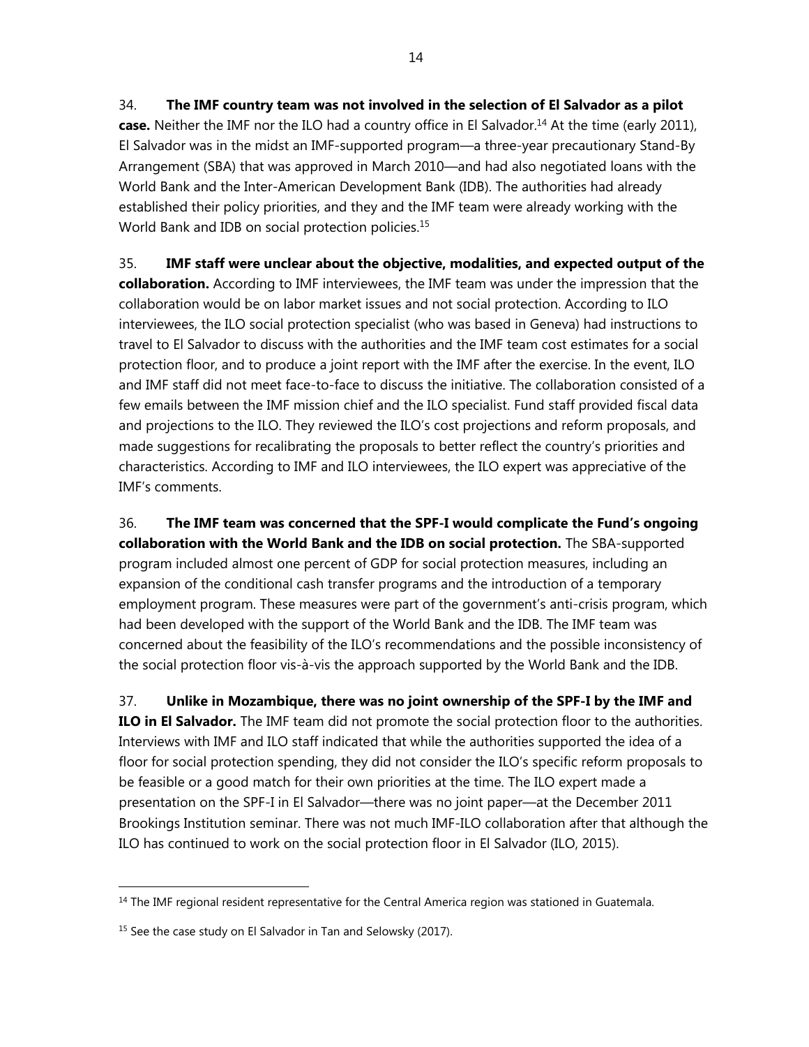34. **The IMF country team was not involved in the selection of El Salvador as a pilot case.** Neither the IMF nor the ILO had a country office in El Salvador.[14] At the time (early 2011), El Salvador was in the midst an IMF-supported program—a three-year precautionary Stand-By Arrangement (SBA) that was approved in March 2010—and had also negotiated loans with the World Bank and the Inter-American Development Bank (IDB). The authorities had already established their policy priorities, and they and the IMF team were already working with the World Bank and IDB on social protection policies.[15]

35. **IMF staff were unclear about the objective, modalities, and expected output of the collaboration.** According to IMF interviewees, the IMF team was under the impression that the collaboration would be on labor market issues and not social protection. According to ILO interviewees, the ILO social protection specialist (who was based in Geneva) had instructions to travel to El Salvador to discuss with the authorities and the IMF team cost estimates for a social protection floor, and to produce a joint report with the IMF after the exercise. In the event, ILO and IMF staff did not meet face-to-face to discuss the initiative. The collaboration consisted of a few emails between the IMF mission chief and the ILO specialist. Fund staff provided fiscal data and projections to the ILO. They reviewed the ILO's cost projections and reform proposals, and made suggestions for recalibrating the proposals to better reflect the country's priorities and characteristics. According to IMF and ILO interviewees, the ILO expert was appreciative of the IMF's comments.

36. **The IMF team was concerned that the SPF-I would complicate the Fund's ongoing collaboration with the World Bank and the IDB on social protection.** The SBA-supported program included almost one percent of GDP for social protection measures, including an expansion of the conditional cash transfer programs and the introduction of a temporary employment program. These measures were part of the government's anti-crisis program, which had been developed with the support of the World Bank and the IDB. The IMF team was concerned about the feasibility of the ILO's recommendations and the possible inconsistency of the social protection floor vis-à-vis the approach supported by the World Bank and the IDB.

37. **Unlike in Mozambique, there was no joint ownership of the SPF-I by the IMF and ILO in El Salvador.** The IMF team did not promote the social protection floor to the authorities. Interviews with IMF and ILO staff indicated that while the authorities supported the idea of a floor for social protection spending, they did not consider the ILO's specific reform proposals to be feasible or a good match for their own priorities at the time. The ILO expert made a presentation on the SPF-I in El Salvador—there was no joint paper—at the December 2011 Brookings Institution seminar. There was not much IMF-ILO collaboration after that although the ILO has continued to work on the social protection floor in El Salvador (ILO, 2015).

---

[14] The IMF regional resident representative for the Central America region was stationed in Guatemala.

[15] See the case study on El Salvador in Tan and Selowsky (2017).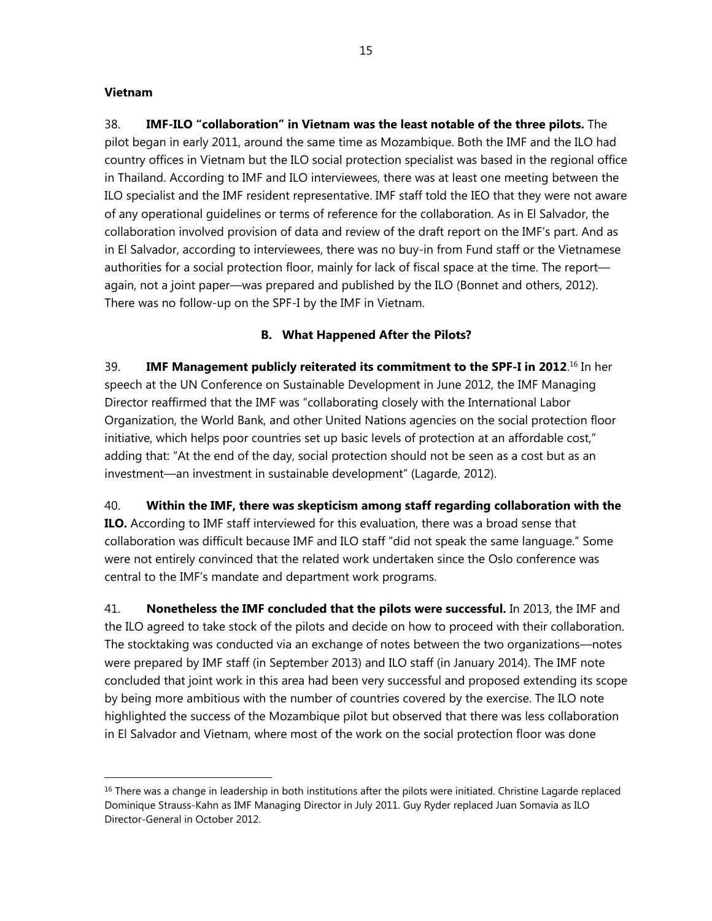**Vietnam**

38. **IMF-ILO "collaboration" in Vietnam was the least notable of the three pilots.** The pilot began in early 2011, around the same time as Mozambique. Both the IMF and the ILO had country offices in Vietnam but the ILO social protection specialist was based in the regional office in Thailand. According to IMF and ILO interviewees, there was at least one meeting between the ILO specialist and the IMF resident representative. IMF staff told the IEO that they were not aware of any operational guidelines or terms of reference for the collaboration. As in El Salvador, the collaboration involved provision of data and review of the draft report on the IMF's part. And as in El Salvador, according to interviewees, there was no buy-in from Fund staff or the Vietnamese authorities for a social protection floor, mainly for lack of fiscal space at the time. The report—again, not a joint paper—was prepared and published by the ILO (Bonnet and others, 2012). There was no follow-up on the SPF-I by the IMF in Vietnam.

## B. What Happened After the Pilots?

39. **IMF Management publicly reiterated its commitment to the SPF-I in 2012**.[16] In her speech at the UN Conference on Sustainable Development in June 2012, the IMF Managing Director reaffirmed that the IMF was "collaborating closely with the International Labor Organization, the World Bank, and other United Nations agencies on the social protection floor initiative, which helps poor countries set up basic levels of protection at an affordable cost," adding that: "At the end of the day, social protection should not be seen as a cost but as an investment—an investment in sustainable development" (Lagarde, 2012).

40. **Within the IMF, there was skepticism among staff regarding collaboration with the ILO.** According to IMF staff interviewed for this evaluation, there was a broad sense that collaboration was difficult because IMF and ILO staff "did not speak the same language." Some were not entirely convinced that the related work undertaken since the Oslo conference was central to the IMF's mandate and department work programs.

41. **Nonetheless the IMF concluded that the pilots were successful.** In 2013, the IMF and the ILO agreed to take stock of the pilots and decide on how to proceed with their collaboration. The stocktaking was conducted via an exchange of notes between the two organizations—notes were prepared by IMF staff (in September 2013) and ILO staff (in January 2014). The IMF note concluded that joint work in this area had been very successful and proposed extending its scope by being more ambitious with the number of countries covered by the exercise. The ILO note highlighted the success of the Mozambique pilot but observed that there was less collaboration in El Salvador and Vietnam, where most of the work on the social protection floor was done

[16] There was a change in leadership in both institutions after the pilots were initiated. Christine Lagarde replaced Dominique Strauss-Kahn as IMF Managing Director in July 2011. Guy Ryder replaced Juan Somavia as ILO Director-General in October 2012.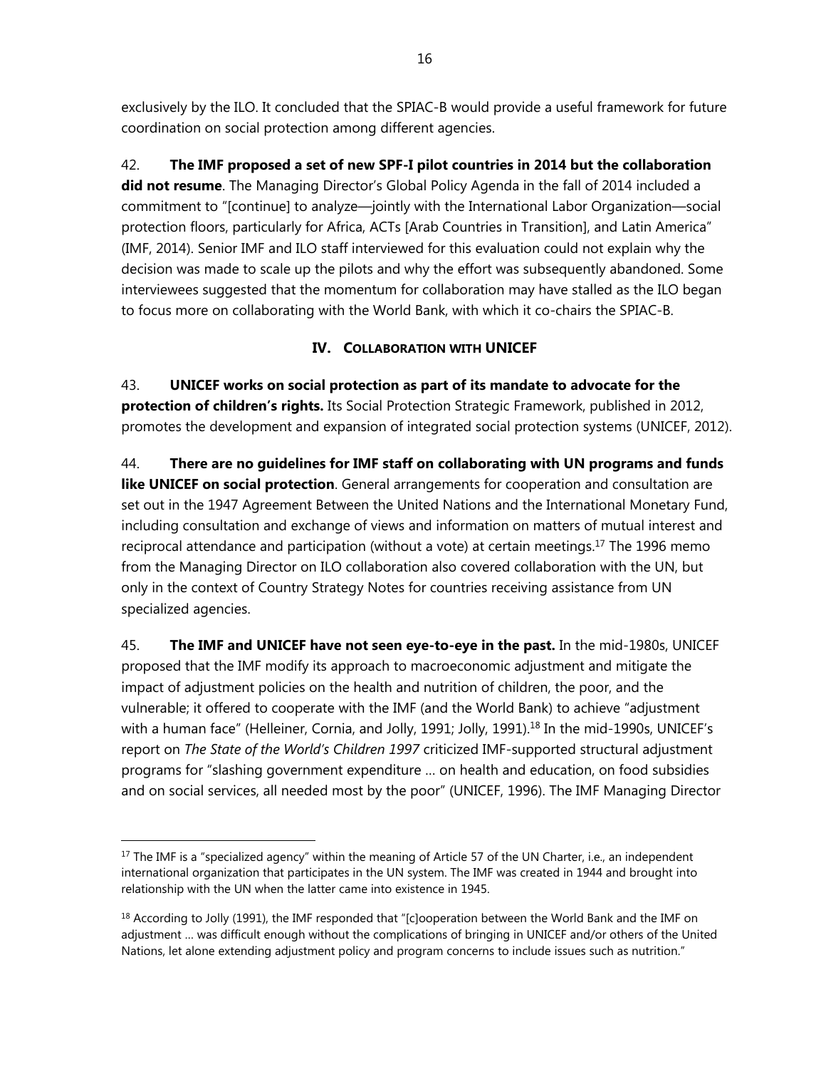exclusively by the ILO. It concluded that the SPIAC-B would provide a useful framework for future coordination on social protection among different agencies.

42. **The IMF proposed a set of new SPF-I pilot countries in 2014 but the collaboration did not resume**. The Managing Director's Global Policy Agenda in the fall of 2014 included a commitment to "[continue] to analyze—jointly with the International Labor Organization—social protection floors, particularly for Africa, ACTs [Arab Countries in Transition], and Latin America" (IMF, 2014). Senior IMF and ILO staff interviewed for this evaluation could not explain why the decision was made to scale up the pilots and why the effort was subsequently abandoned. Some interviewees suggested that the momentum for collaboration may have stalled as the ILO began to focus more on collaborating with the World Bank, with which it co-chairs the SPIAC-B.

## IV. Collaboration with UNICEF

43. **UNICEF works on social protection as part of its mandate to advocate for the protection of children's rights.** Its Social Protection Strategic Framework, published in 2012, promotes the development and expansion of integrated social protection systems (UNICEF, 2012).

44. **There are no guidelines for IMF staff on collaborating with UN programs and funds like UNICEF on social protection**. General arrangements for cooperation and consultation are set out in the 1947 Agreement Between the United Nations and the International Monetary Fund, including consultation and exchange of views and information on matters of mutual interest and reciprocal attendance and participation (without a vote) at certain meetings.[17] The 1996 memo from the Managing Director on ILO collaboration also covered collaboration with the UN, but only in the context of Country Strategy Notes for countries receiving assistance from UN specialized agencies.

45. **The IMF and UNICEF have not seen eye-to-eye in the past.** In the mid-1980s, UNICEF proposed that the IMF modify its approach to macroeconomic adjustment and mitigate the impact of adjustment policies on the health and nutrition of children, the poor, and the vulnerable; it offered to cooperate with the IMF (and the World Bank) to achieve "adjustment with a human face" (Helleiner, Cornia, and Jolly, 1991; Jolly, 1991).[18] In the mid-1990s, UNICEF's report on *The State of the World's Children 1997* criticized IMF-supported structural adjustment programs for "slashing government expenditure … on health and education, on food subsidies and on social services, all needed most by the poor" (UNICEF, 1996). The IMF Managing Director

---

[17] The IMF is a "specialized agency" within the meaning of Article 57 of the UN Charter, i.e., an independent international organization that participates in the UN system. The IMF was created in 1944 and brought into relationship with the UN when the latter came into existence in 1945.

[18] According to Jolly (1991), the IMF responded that "[c]ooperation between the World Bank and the IMF on adjustment … was difficult enough without the complications of bringing in UNICEF and/or others of the United Nations, let alone extending adjustment policy and program concerns to include issues such as nutrition."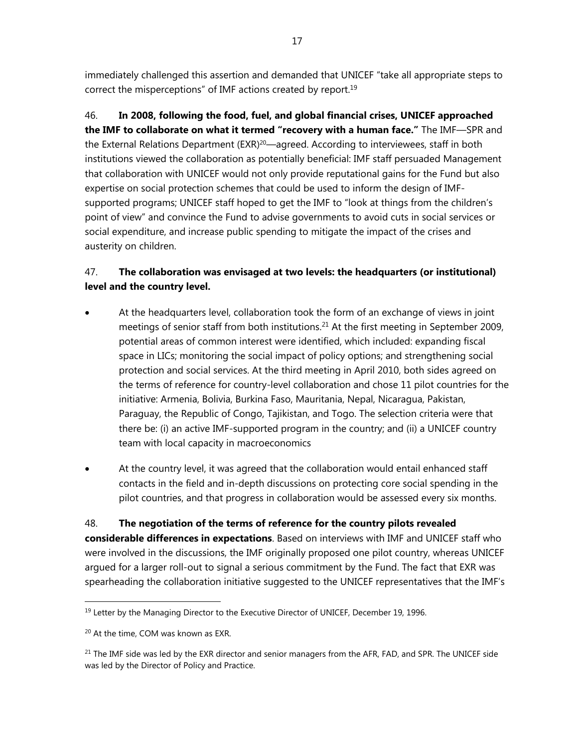immediately challenged this assertion and demanded that UNICEF "take all appropriate steps to correct the misperceptions" of IMF actions created by report.[19]

46. **In 2008, following the food, fuel, and global financial crises, UNICEF approached the IMF to collaborate on what it termed "recovery with a human face."** The IMF—SPR and the External Relations Department (EXR)[20]—agreed. According to interviewees, staff in both institutions viewed the collaboration as potentially beneficial: IMF staff persuaded Management that collaboration with UNICEF would not only provide reputational gains for the Fund but also expertise on social protection schemes that could be used to inform the design of IMF-supported programs; UNICEF staff hoped to get the IMF to "look at things from the children's point of view" and convince the Fund to advise governments to avoid cuts in social services or social expenditure, and increase public spending to mitigate the impact of the crises and austerity on children.

47. **The collaboration was envisaged at two levels: the headquarters (or institutional) level and the country level.**

- At the headquarters level, collaboration took the form of an exchange of views in joint meetings of senior staff from both institutions.[21] At the first meeting in September 2009, potential areas of common interest were identified, which included: expanding fiscal space in LICs; monitoring the social impact of policy options; and strengthening social protection and social services. At the third meeting in April 2010, both sides agreed on the terms of reference for country-level collaboration and chose 11 pilot countries for the initiative: Armenia, Bolivia, Burkina Faso, Mauritania, Nepal, Nicaragua, Pakistan, Paraguay, the Republic of Congo, Tajikistan, and Togo. The selection criteria were that there be: (i) an active IMF-supported program in the country; and (ii) a UNICEF country team with local capacity in macroeconomics

- At the country level, it was agreed that the collaboration would entail enhanced staff contacts in the field and in-depth discussions on protecting core social spending in the pilot countries, and that progress in collaboration would be assessed every six months.

48. **The negotiation of the terms of reference for the country pilots revealed considerable differences in expectations**. Based on interviews with IMF and UNICEF staff who were involved in the discussions, the IMF originally proposed one pilot country, whereas UNICEF argued for a larger roll-out to signal a serious commitment by the Fund. The fact that EXR was spearheading the collaboration initiative suggested to the UNICEF representatives that the IMF's

---

[19] Letter by the Managing Director to the Executive Director of UNICEF, December 19, 1996.

[20] At the time, COM was known as EXR.

[21] The IMF side was led by the EXR director and senior managers from the AFR, FAD, and SPR. The UNICEF side was led by the Director of Policy and Practice.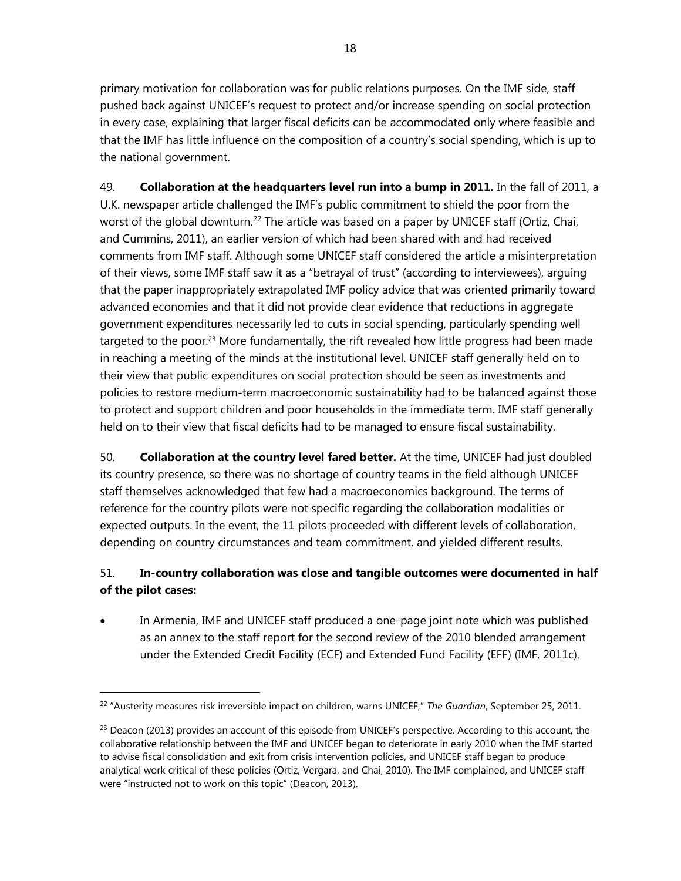primary motivation for collaboration was for public relations purposes. On the IMF side, staff pushed back against UNICEF's request to protect and/or increase spending on social protection in every case, explaining that larger fiscal deficits can be accommodated only where feasible and that the IMF has little influence on the composition of a country's social spending, which is up to the national government.

49. **Collaboration at the headquarters level run into a bump in 2011.** In the fall of 2011, a U.K. newspaper article challenged the IMF's public commitment to shield the poor from the worst of the global downturn.[22] The article was based on a paper by UNICEF staff (Ortiz, Chai, and Cummins, 2011), an earlier version of which had been shared with and had received comments from IMF staff. Although some UNICEF staff considered the article a misinterpretation of their views, some IMF staff saw it as a "betrayal of trust" (according to interviewees), arguing that the paper inappropriately extrapolated IMF policy advice that was oriented primarily toward advanced economies and that it did not provide clear evidence that reductions in aggregate government expenditures necessarily led to cuts in social spending, particularly spending well targeted to the poor.[23] More fundamentally, the rift revealed how little progress had been made in reaching a meeting of the minds at the institutional level. UNICEF staff generally held on to their view that public expenditures on social protection should be seen as investments and policies to restore medium-term macroeconomic sustainability had to be balanced against those to protect and support children and poor households in the immediate term. IMF staff generally held on to their view that fiscal deficits had to be managed to ensure fiscal sustainability.

50. **Collaboration at the country level fared better.** At the time, UNICEF had just doubled its country presence, so there was no shortage of country teams in the field although UNICEF staff themselves acknowledged that few had a macroeconomics background. The terms of reference for the country pilots were not specific regarding the collaboration modalities or expected outputs. In the event, the 11 pilots proceeded with different levels of collaboration, depending on country circumstances and team commitment, and yielded different results.

51. **In-country collaboration was close and tangible outcomes were documented in half of the pilot cases:**

- In Armenia, IMF and UNICEF staff produced a one-page joint note which was published as an annex to the staff report for the second review of the 2010 blended arrangement under the Extended Credit Facility (ECF) and Extended Fund Facility (EFF) (IMF, 2011c).

---

[22] "Austerity measures risk irreversible impact on children, warns UNICEF," *The Guardian*, September 25, 2011.

[23] Deacon (2013) provides an account of this episode from UNICEF's perspective. According to this account, the collaborative relationship between the IMF and UNICEF began to deteriorate in early 2010 when the IMF started to advise fiscal consolidation and exit from crisis intervention policies, and UNICEF staff began to produce analytical work critical of these policies (Ortiz, Vergara, and Chai, 2010). The IMF complained, and UNICEF staff were "instructed not to work on this topic" (Deacon, 2013).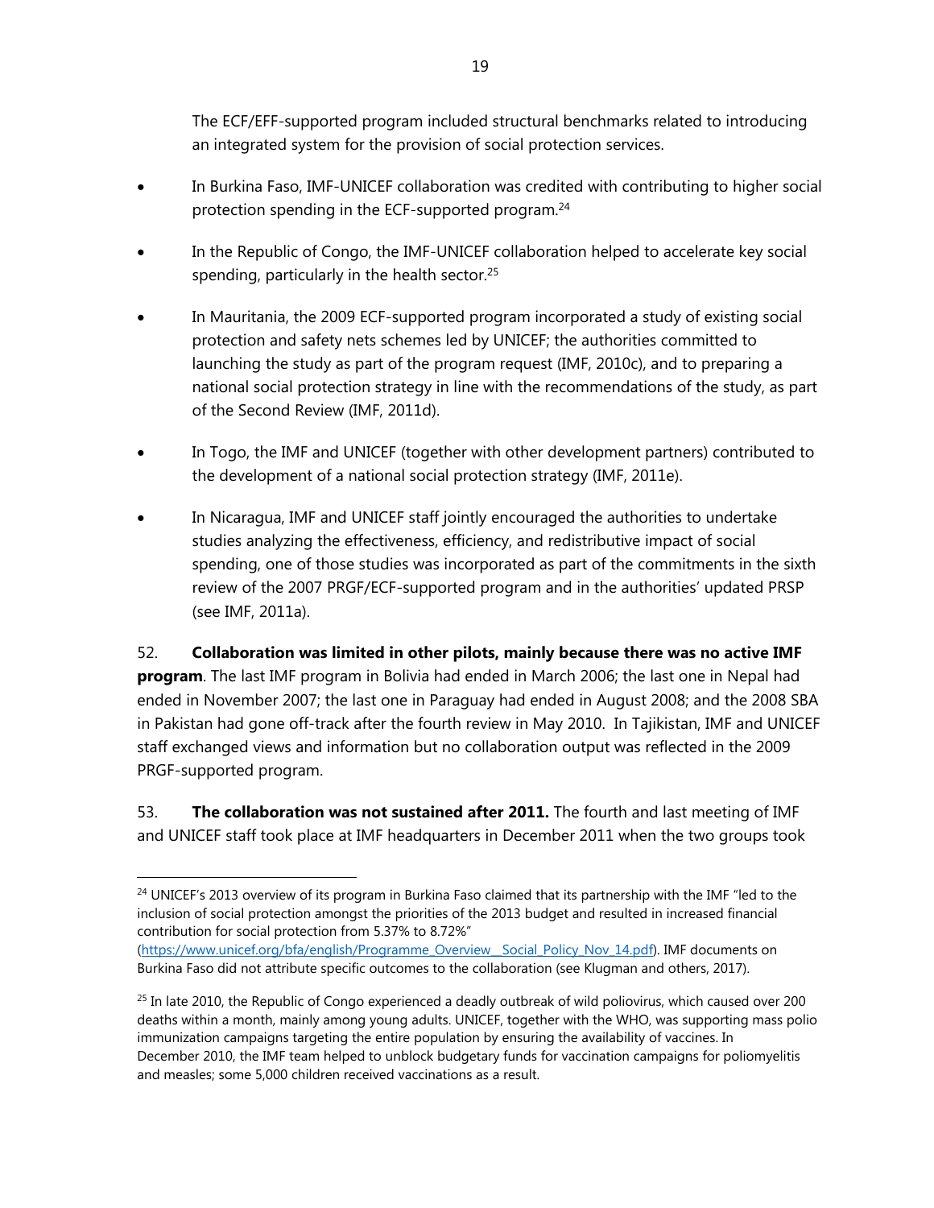The ECF/EFF-supported program included structural benchmarks related to introducing an integrated system for the provision of social protection services.

- In Burkina Faso, IMF-UNICEF collaboration was credited with contributing to higher social protection spending in the ECF-supported program.[24]

- In the Republic of Congo, the IMF-UNICEF collaboration helped to accelerate key social spending, particularly in the health sector.[25]

- In Mauritania, the 2009 ECF-supported program incorporated a study of existing social protection and safety nets schemes led by UNICEF; the authorities committed to launching the study as part of the program request (IMF, 2010c), and to preparing a national social protection strategy in line with the recommendations of the study, as part of the Second Review (IMF, 2011d).

- In Togo, the IMF and UNICEF (together with other development partners) contributed to the development of a national social protection strategy (IMF, 2011e).

- In Nicaragua, IMF and UNICEF staff jointly encouraged the authorities to undertake studies analyzing the effectiveness, efficiency, and redistributive impact of social spending, one of those studies was incorporated as part of the commitments in the sixth review of the 2007 PRGF/ECF-supported program and in the authorities' updated PRSP (see IMF, 2011a).

52. **Collaboration was limited in other pilots, mainly because there was no active IMF program**. The last IMF program in Bolivia had ended in March 2006; the last one in Nepal had ended in November 2007; the last one in Paraguay had ended in August 2008; and the 2008 SBA in Pakistan had gone off-track after the fourth review in May 2010. In Tajikistan, IMF and UNICEF staff exchanged views and information but no collaboration output was reflected in the 2009 PRGF-supported program.

53. **The collaboration was not sustained after 2011.** The fourth and last meeting of IMF and UNICEF staff took place at IMF headquarters in December 2011 when the two groups took

---

[24] UNICEF's 2013 overview of its program in Burkina Faso claimed that its partnership with the IMF "led to the inclusion of social protection amongst the priorities of the 2013 budget and resulted in increased financial contribution for social protection from 5.37% to 8.72%" (https://www.unicef.org/bfa/english/Programme_Overview__Social_Policy_Nov_14.pdf). IMF documents on Burkina Faso did not attribute specific outcomes to the collaboration (see Klugman and others, 2017).

[25] In late 2010, the Republic of Congo experienced a deadly outbreak of wild poliovirus, which caused over 200 deaths within a month, mainly among young adults. UNICEF, together with the WHO, was supporting mass polio immunization campaigns targeting the entire population by ensuring the availability of vaccines. In December 2010, the IMF team helped to unblock budgetary funds for vaccination campaigns for poliomyelitis and measles; some 5,000 children received vaccinations as a result.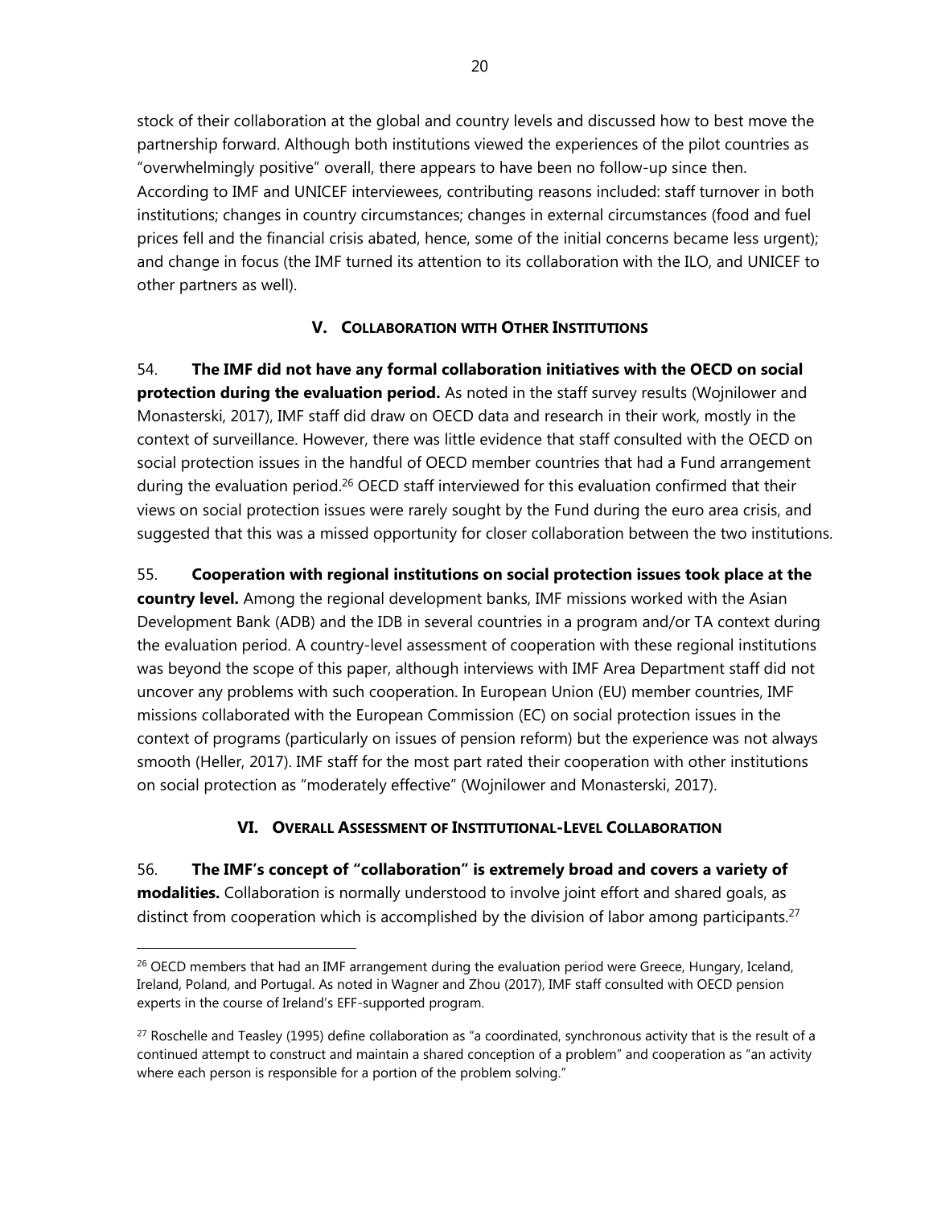stock of their collaboration at the global and country levels and discussed how to best move the partnership forward. Although both institutions viewed the experiences of the pilot countries as "overwhelmingly positive" overall, there appears to have been no follow-up since then. According to IMF and UNICEF interviewees, contributing reasons included: staff turnover in both institutions; changes in country circumstances; changes in external circumstances (food and fuel prices fell and the financial crisis abated, hence, some of the initial concerns became less urgent); and change in focus (the IMF turned its attention to its collaboration with the ILO, and UNICEF to other partners as well).

## V. COLLABORATION WITH OTHER INSTITUTIONS

54. **The IMF did not have any formal collaboration initiatives with the OECD on social protection during the evaluation period.** As noted in the staff survey results (Wojnilower and Monasterski, 2017), IMF staff did draw on OECD data and research in their work, mostly in the context of surveillance. However, there was little evidence that staff consulted with the OECD on social protection issues in the handful of OECD member countries that had a Fund arrangement during the evaluation period.[26] OECD staff interviewed for this evaluation confirmed that their views on social protection issues were rarely sought by the Fund during the euro area crisis, and suggested that this was a missed opportunity for closer collaboration between the two institutions.

55. **Cooperation with regional institutions on social protection issues took place at the country level.** Among the regional development banks, IMF missions worked with the Asian Development Bank (ADB) and the IDB in several countries in a program and/or TA context during the evaluation period. A country-level assessment of cooperation with these regional institutions was beyond the scope of this paper, although interviews with IMF Area Department staff did not uncover any problems with such cooperation. In European Union (EU) member countries, IMF missions collaborated with the European Commission (EC) on social protection issues in the context of programs (particularly on issues of pension reform) but the experience was not always smooth (Heller, 2017). IMF staff for the most part rated their cooperation with other institutions on social protection as "moderately effective" (Wojnilower and Monasterski, 2017).

## VI. OVERALL ASSESSMENT OF INSTITUTIONAL-LEVEL COLLABORATION

56. **The IMF's concept of "collaboration" is extremely broad and covers a variety of modalities.** Collaboration is normally understood to involve joint effort and shared goals, as distinct from cooperation which is accomplished by the division of labor among participants.[27]

---

[26] OECD members that had an IMF arrangement during the evaluation period were Greece, Hungary, Iceland, Ireland, Poland, and Portugal. As noted in Wagner and Zhou (2017), IMF staff consulted with OECD pension experts in the course of Ireland's EFF-supported program.

[27] Roschelle and Teasley (1995) define collaboration as "a coordinated, synchronous activity that is the result of a continued attempt to construct and maintain a shared conception of a problem" and cooperation as "an activity where each person is responsible for a portion of the problem solving."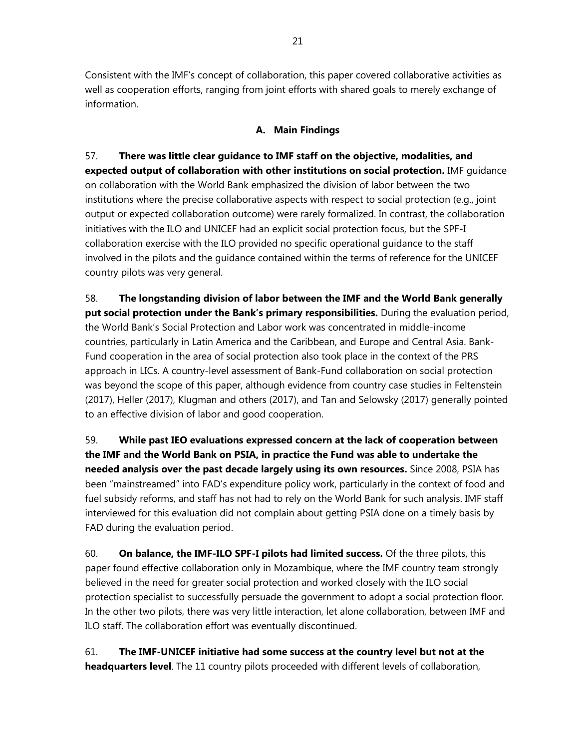Consistent with the IMF's concept of collaboration, this paper covered collaborative activities as well as cooperation efforts, ranging from joint efforts with shared goals to merely exchange of information.

## A. Main Findings

57. **There was little clear guidance to IMF staff on the objective, modalities, and expected output of collaboration with other institutions on social protection.** IMF guidance on collaboration with the World Bank emphasized the division of labor between the two institutions where the precise collaborative aspects with respect to social protection (e.g., joint output or expected collaboration outcome) were rarely formalized. In contrast, the collaboration initiatives with the ILO and UNICEF had an explicit social protection focus, but the SPF-I collaboration exercise with the ILO provided no specific operational guidance to the staff involved in the pilots and the guidance contained within the terms of reference for the UNICEF country pilots was very general.

58. **The longstanding division of labor between the IMF and the World Bank generally put social protection under the Bank's primary responsibilities.** During the evaluation period, the World Bank's Social Protection and Labor work was concentrated in middle-income countries, particularly in Latin America and the Caribbean, and Europe and Central Asia. Bank-Fund cooperation in the area of social protection also took place in the context of the PRS approach in LICs. A country-level assessment of Bank-Fund collaboration on social protection was beyond the scope of this paper, although evidence from country case studies in Feltenstein (2017), Heller (2017), Klugman and others (2017), and Tan and Selowsky (2017) generally pointed to an effective division of labor and good cooperation.

59. **While past IEO evaluations expressed concern at the lack of cooperation between the IMF and the World Bank on PSIA, in practice the Fund was able to undertake the needed analysis over the past decade largely using its own resources.** Since 2008, PSIA has been "mainstreamed" into FAD's expenditure policy work, particularly in the context of food and fuel subsidy reforms, and staff has not had to rely on the World Bank for such analysis. IMF staff interviewed for this evaluation did not complain about getting PSIA done on a timely basis by FAD during the evaluation period.

60. **On balance, the IMF-ILO SPF-I pilots had limited success.** Of the three pilots, this paper found effective collaboration only in Mozambique, where the IMF country team strongly believed in the need for greater social protection and worked closely with the ILO social protection specialist to successfully persuade the government to adopt a social protection floor. In the other two pilots, there was very little interaction, let alone collaboration, between IMF and ILO staff. The collaboration effort was eventually discontinued.

61. **The IMF-UNICEF initiative had some success at the country level but not at the headquarters level**. The 11 country pilots proceeded with different levels of collaboration,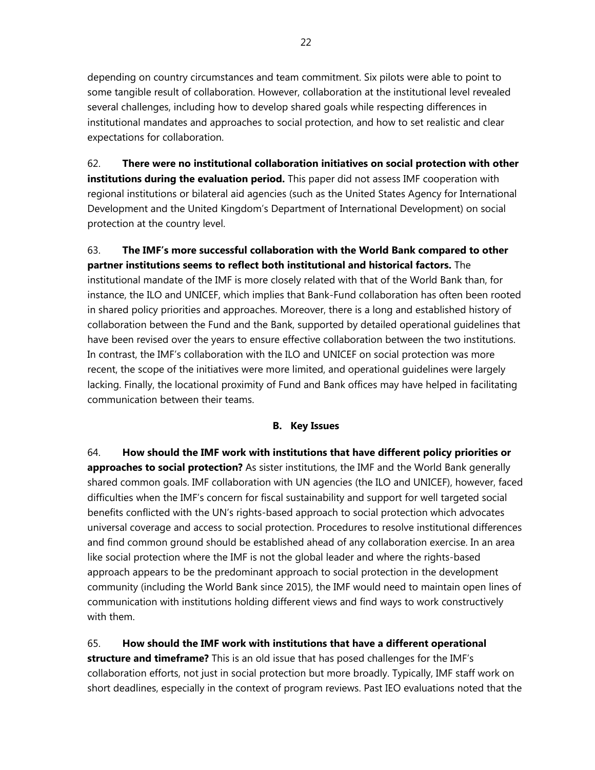depending on country circumstances and team commitment. Six pilots were able to point to some tangible result of collaboration. However, collaboration at the institutional level revealed several challenges, including how to develop shared goals while respecting differences in institutional mandates and approaches to social protection, and how to set realistic and clear expectations for collaboration.

62. **There were no institutional collaboration initiatives on social protection with other institutions during the evaluation period.** This paper did not assess IMF cooperation with regional institutions or bilateral aid agencies (such as the United States Agency for International Development and the United Kingdom's Department of International Development) on social protection at the country level.

63. **The IMF's more successful collaboration with the World Bank compared to other partner institutions seems to reflect both institutional and historical factors.** The institutional mandate of the IMF is more closely related with that of the World Bank than, for instance, the ILO and UNICEF, which implies that Bank-Fund collaboration has often been rooted in shared policy priorities and approaches. Moreover, there is a long and established history of collaboration between the Fund and the Bank, supported by detailed operational guidelines that have been revised over the years to ensure effective collaboration between the two institutions. In contrast, the IMF's collaboration with the ILO and UNICEF on social protection was more recent, the scope of the initiatives were more limited, and operational guidelines were largely lacking. Finally, the locational proximity of Fund and Bank offices may have helped in facilitating communication between their teams.

### B. Key Issues

64. **How should the IMF work with institutions that have different policy priorities or approaches to social protection?** As sister institutions, the IMF and the World Bank generally shared common goals. IMF collaboration with UN agencies (the ILO and UNICEF), however, faced difficulties when the IMF's concern for fiscal sustainability and support for well targeted social benefits conflicted with the UN's rights-based approach to social protection which advocates universal coverage and access to social protection. Procedures to resolve institutional differences and find common ground should be established ahead of any collaboration exercise. In an area like social protection where the IMF is not the global leader and where the rights-based approach appears to be the predominant approach to social protection in the development community (including the World Bank since 2015), the IMF would need to maintain open lines of communication with institutions holding different views and find ways to work constructively with them.

65. **How should the IMF work with institutions that have a different operational structure and timeframe?** This is an old issue that has posed challenges for the IMF's collaboration efforts, not just in social protection but more broadly. Typically, IMF staff work on short deadlines, especially in the context of program reviews. Past IEO evaluations noted that the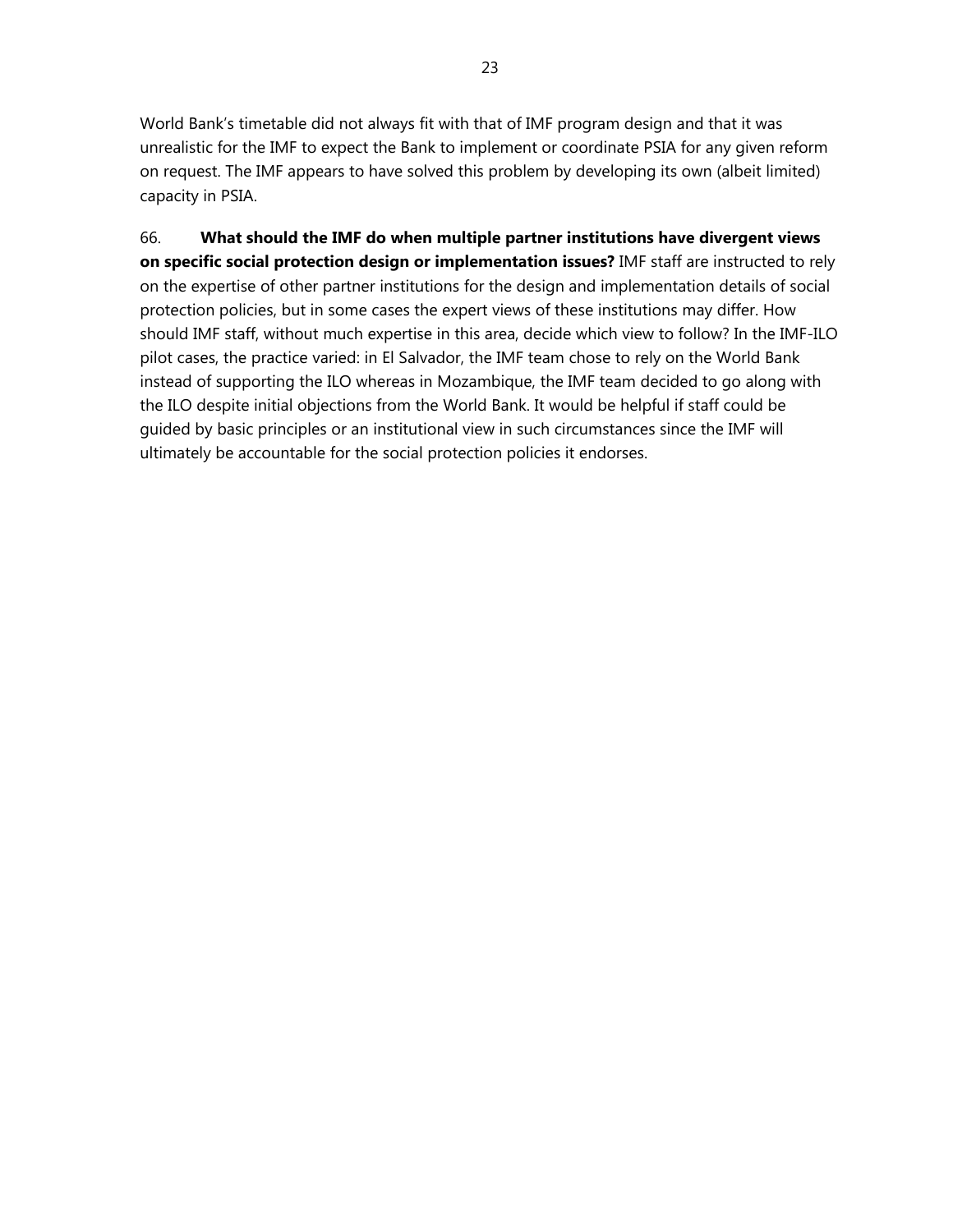World Bank's timetable did not always fit with that of IMF program design and that it was unrealistic for the IMF to expect the Bank to implement or coordinate PSIA for any given reform on request. The IMF appears to have solved this problem by developing its own (albeit limited) capacity in PSIA.

66. **What should the IMF do when multiple partner institutions have divergent views on specific social protection design or implementation issues?** IMF staff are instructed to rely on the expertise of other partner institutions for the design and implementation details of social protection policies, but in some cases the expert views of these institutions may differ. How should IMF staff, without much expertise in this area, decide which view to follow? In the IMF-ILO pilot cases, the practice varied: in El Salvador, the IMF team chose to rely on the World Bank instead of supporting the ILO whereas in Mozambique, the IMF team decided to go along with the ILO despite initial objections from the World Bank. It would be helpful if staff could be guided by basic principles or an institutional view in such circumstances since the IMF will ultimately be accountable for the social protection policies it endorses.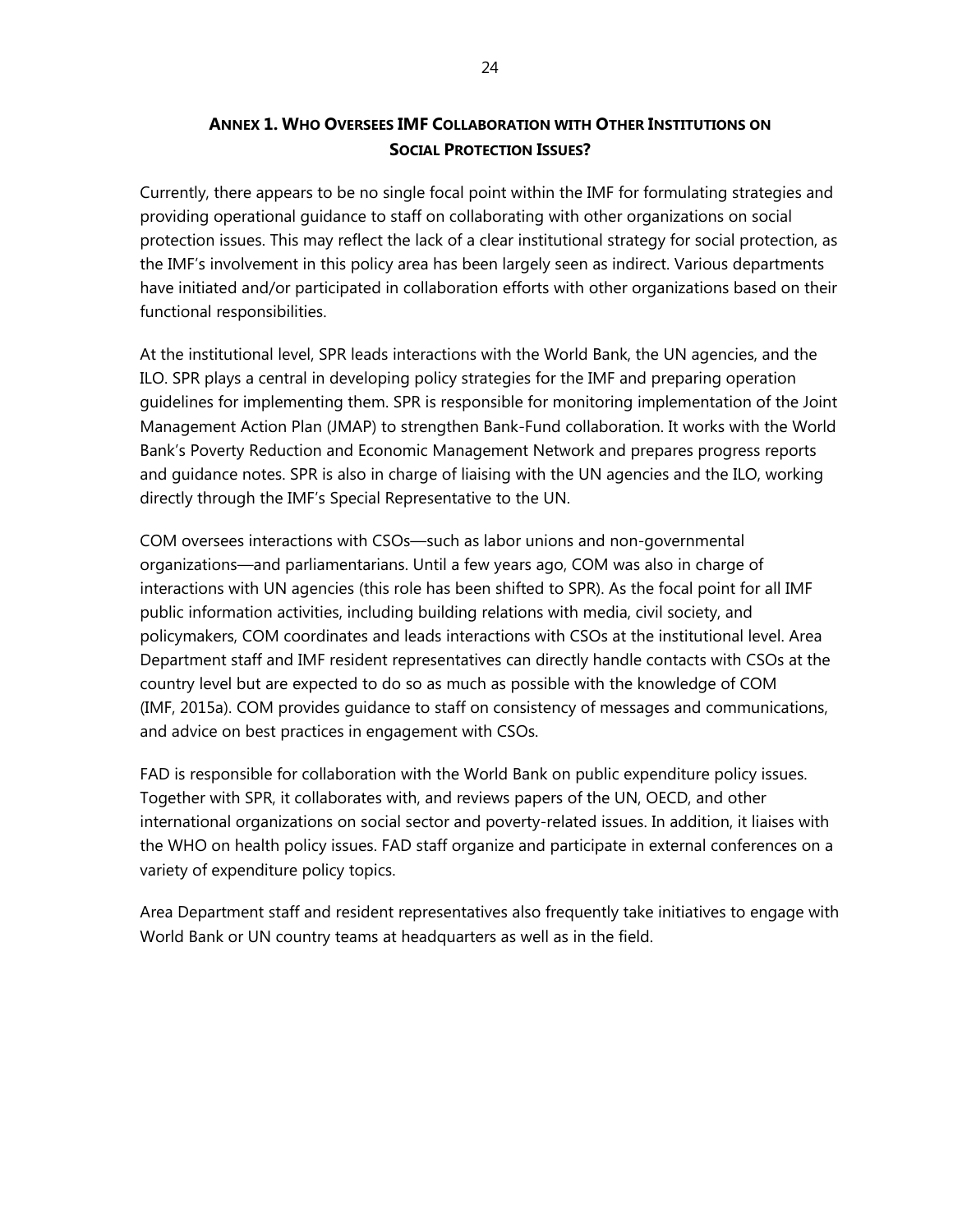## ANNEX 1. WHO OVERSEES IMF COLLABORATION WITH OTHER INSTITUTIONS ON SOCIAL PROTECTION ISSUES?

Currently, there appears to be no single focal point within the IMF for formulating strategies and providing operational guidance to staff on collaborating with other organizations on social protection issues. This may reflect the lack of a clear institutional strategy for social protection, as the IMF's involvement in this policy area has been largely seen as indirect. Various departments have initiated and/or participated in collaboration efforts with other organizations based on their functional responsibilities.

At the institutional level, SPR leads interactions with the World Bank, the UN agencies, and the ILO. SPR plays a central in developing policy strategies for the IMF and preparing operation guidelines for implementing them. SPR is responsible for monitoring implementation of the Joint Management Action Plan (JMAP) to strengthen Bank-Fund collaboration. It works with the World Bank's Poverty Reduction and Economic Management Network and prepares progress reports and guidance notes. SPR is also in charge of liaising with the UN agencies and the ILO, working directly through the IMF's Special Representative to the UN.

COM oversees interactions with CSOs—such as labor unions and non-governmental organizations—and parliamentarians. Until a few years ago, COM was also in charge of interactions with UN agencies (this role has been shifted to SPR). As the focal point for all IMF public information activities, including building relations with media, civil society, and policymakers, COM coordinates and leads interactions with CSOs at the institutional level. Area Department staff and IMF resident representatives can directly handle contacts with CSOs at the country level but are expected to do so as much as possible with the knowledge of COM (IMF, 2015a). COM provides guidance to staff on consistency of messages and communications, and advice on best practices in engagement with CSOs.

FAD is responsible for collaboration with the World Bank on public expenditure policy issues. Together with SPR, it collaborates with, and reviews papers of the UN, OECD, and other international organizations on social sector and poverty-related issues. In addition, it liaises with the WHO on health policy issues. FAD staff organize and participate in external conferences on a variety of expenditure policy topics.

Area Department staff and resident representatives also frequently take initiatives to engage with World Bank or UN country teams at headquarters as well as in the field.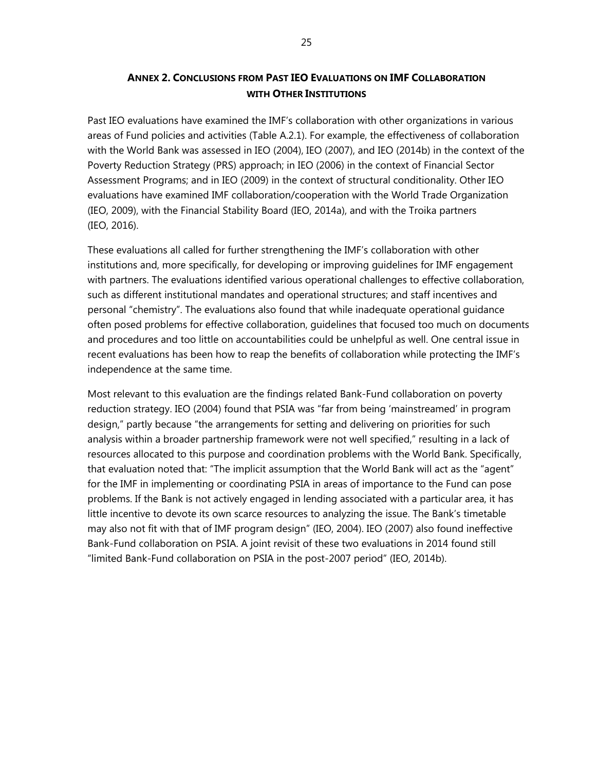## ANNEX 2. CONCLUSIONS FROM PAST IEO EVALUATIONS ON IMF COLLABORATION WITH OTHER INSTITUTIONS

Past IEO evaluations have examined the IMF's collaboration with other organizations in various areas of Fund policies and activities (Table A.2.1). For example, the effectiveness of collaboration with the World Bank was assessed in IEO (2004), IEO (2007), and IEO (2014b) in the context of the Poverty Reduction Strategy (PRS) approach; in IEO (2006) in the context of Financial Sector Assessment Programs; and in IEO (2009) in the context of structural conditionality. Other IEO evaluations have examined IMF collaboration/cooperation with the World Trade Organization (IEO, 2009), with the Financial Stability Board (IEO, 2014a), and with the Troika partners (IEO, 2016).

These evaluations all called for further strengthening the IMF's collaboration with other institutions and, more specifically, for developing or improving guidelines for IMF engagement with partners. The evaluations identified various operational challenges to effective collaboration, such as different institutional mandates and operational structures; and staff incentives and personal "chemistry". The evaluations also found that while inadequate operational guidance often posed problems for effective collaboration, guidelines that focused too much on documents and procedures and too little on accountabilities could be unhelpful as well. One central issue in recent evaluations has been how to reap the benefits of collaboration while protecting the IMF's independence at the same time.

Most relevant to this evaluation are the findings related Bank-Fund collaboration on poverty reduction strategy. IEO (2004) found that PSIA was "far from being 'mainstreamed' in program design," partly because "the arrangements for setting and delivering on priorities for such analysis within a broader partnership framework were not well specified," resulting in a lack of resources allocated to this purpose and coordination problems with the World Bank. Specifically, that evaluation noted that: "The implicit assumption that the World Bank will act as the "agent" for the IMF in implementing or coordinating PSIA in areas of importance to the Fund can pose problems. If the Bank is not actively engaged in lending associated with a particular area, it has little incentive to devote its own scarce resources to analyzing the issue. The Bank's timetable may also not fit with that of IMF program design" (IEO, 2004). IEO (2007) also found ineffective Bank-Fund collaboration on PSIA. A joint revisit of these two evaluations in 2014 found still "limited Bank-Fund collaboration on PSIA in the post-2007 period" (IEO, 2014b).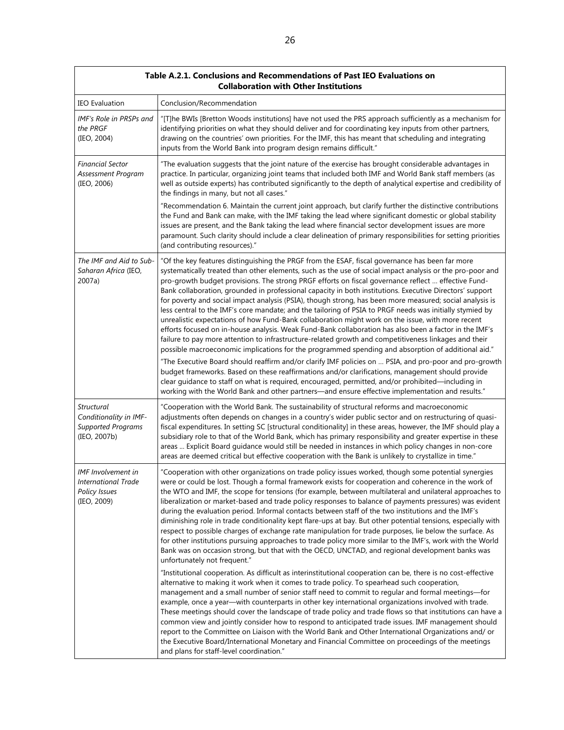**Table A.2.1. Conclusions and Recommendations of Past IEO Evaluations on Collaboration with Other Institutions**

| IEO Evaluation | Conclusion/Recommendation |
|---|---|
| *IMF's Role in PRSPs and the PRGF* (IEO, 2004) | "[T]he BWIs [Bretton Woods institutions] have not used the PRS approach sufficiently as a mechanism for identifying priorities on what they should deliver and for coordinating key inputs from other partners, drawing on the countries' own priorities. For the IMF, this has meant that scheduling and integrating inputs from the World Bank into program design remains difficult." |
| *Financial Sector Assessment Program* (IEO, 2006) | "The evaluation suggests that the joint nature of the exercise has brought considerable advantages in practice. In particular, organizing joint teams that included both IMF and World Bank staff members (as well as outside experts) has contributed significantly to the depth of analytical expertise and credibility of the findings in many, but not all cases." <br><br> "Recommendation 6. Maintain the current joint approach, but clarify further the distinctive contributions the Fund and Bank can make, with the IMF taking the lead where significant domestic or global stability issues are present, and the Bank taking the lead where financial sector development issues are more paramount. Such clarity should include a clear delineation of primary responsibilities for setting priorities (and contributing resources)." |
| *The IMF and Aid to Sub-Saharan Africa* (IEO, 2007a) | "Of the key features distinguishing the PRGF from the ESAF, fiscal governance has been far more systematically treated than other elements, such as the use of social impact analysis or the pro-poor and pro-growth budget provisions. The strong PRGF efforts on fiscal governance reflect … effective Fund-Bank collaboration, grounded in professional capacity in both institutions. Executive Directors' support for poverty and social impact analysis (PSIA), though strong, has been more measured; social analysis is less central to the IMF's core mandate; and the tailoring of PSIA to PRGF needs was initially stymied by unrealistic expectations of how Fund-Bank collaboration might work on the issue, with more recent efforts focused on in-house analysis. Weak Fund-Bank collaboration has also been a factor in the IMF's failure to pay more attention to infrastructure-related growth and competitiveness linkages and their possible macroeconomic implications for the programmed spending and absorption of additional aid." <br><br> "The Executive Board should reaffirm and/or clarify IMF policies on … PSIA, and pro-poor and pro-growth budget frameworks. Based on these reaffirmations and/or clarifications, management should provide clear guidance to staff on what is required, encouraged, permitted, and/or prohibited—including in working with the World Bank and other partners—and ensure effective implementation and results." |
| *Structural Conditionality in IMF-Supported Programs* (IEO, 2007b) | "Cooperation with the World Bank. The sustainability of structural reforms and macroeconomic adjustments often depends on changes in a country's wider public sector and on restructuring of quasi-fiscal expenditures. In setting SC [structural conditionality] in these areas, however, the IMF should play a subsidiary role to that of the World Bank, which has primary responsibility and greater expertise in these areas ... Explicit Board guidance would still be needed in instances in which policy changes in non-core areas are deemed critical but effective cooperation with the Bank is unlikely to crystallize in time." |
| *IMF Involvement in International Trade Policy Issues* (IEO, 2009) | "Cooperation with other organizations on trade policy issues worked, though some potential synergies were or could be lost. Though a formal framework exists for cooperation and coherence in the work of the WTO and IMF, the scope for tensions (for example, between multilateral and unilateral approaches to liberalization or market-based and trade policy responses to balance of payments pressures) was evident during the evaluation period. Informal contacts between staff of the two institutions and the IMF's diminishing role in trade conditionality kept flare-ups at bay. But other potential tensions, especially with respect to possible charges of exchange rate manipulation for trade purposes, lie below the surface. As for other institutions pursuing approaches to trade policy more similar to the IMF's, work with the World Bank was on occasion strong, but that with the OECD, UNCTAD, and regional development banks was unfortunately not frequent." <br><br> "Institutional cooperation. As difficult as interinstitutional cooperation can be, there is no cost-effective alternative to making it work when it comes to trade policy. To spearhead such cooperation, management and a small number of senior staff need to commit to regular and formal meetings—for example, once a year—with counterparts in other key international organizations involved with trade. These meetings should cover the landscape of trade policy and trade flows so that institutions can have a common view and jointly consider how to respond to anticipated trade issues. IMF management should report to the Committee on Liaison with the World Bank and Other International Organizations and/ or the Executive Board/International Monetary and Financial Committee on proceedings of the meetings and plans for staff-level coordination." |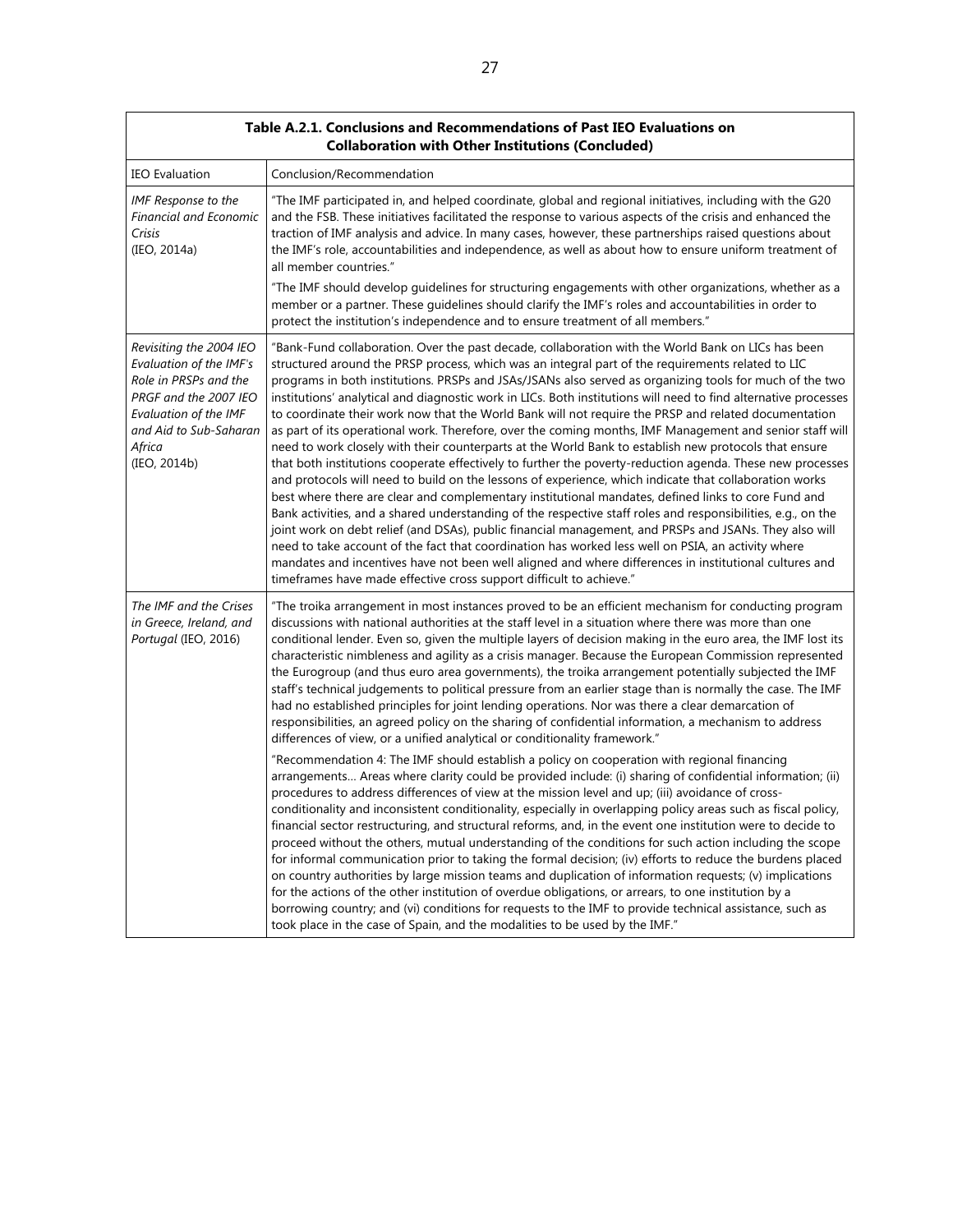**Table A.2.1. Conclusions and Recommendations of Past IEO Evaluations on Collaboration with Other Institutions (Concluded)**

| IEO Evaluation | Conclusion/Recommendation |
|---|---|
| *IMF Response to the Financial and Economic Crisis* (IEO, 2014a) | "The IMF participated in, and helped coordinate, global and regional initiatives, including with the G20 and the FSB. These initiatives facilitated the response to various aspects of the crisis and enhanced the traction of IMF analysis and advice. In many cases, however, these partnerships raised questions about the IMF's role, accountabilities and independence, as well as about how to ensure uniform treatment of all member countries." <br><br> "The IMF should develop guidelines for structuring engagements with other organizations, whether as a member or a partner. These guidelines should clarify the IMF's roles and accountabilities in order to protect the institution's independence and to ensure treatment of all members." |
| *Revisiting the 2004 IEO Evaluation of the IMF's Role in PRSPs and the PRGF and the 2007 IEO Evaluation of the IMF and Aid to Sub-Saharan Africa* (IEO, 2014b) | "Bank-Fund collaboration. Over the past decade, collaboration with the World Bank on LICs has been structured around the PRSP process, which was an integral part of the requirements related to LIC programs in both institutions. PRSPs and JSAs/JSANs also served as organizing tools for much of the two institutions' analytical and diagnostic work in LICs. Both institutions will need to find alternative processes to coordinate their work now that the World Bank will not require the PRSP and related documentation as part of its operational work. Therefore, over the coming months, IMF Management and senior staff will need to work closely with their counterparts at the World Bank to establish new protocols that ensure that both institutions cooperate effectively to further the poverty-reduction agenda. These new processes and protocols will need to build on the lessons of experience, which indicate that collaboration works best where there are clear and complementary institutional mandates, defined links to core Fund and Bank activities, and a shared understanding of the respective staff roles and responsibilities, e.g., on the joint work on debt relief (and DSAs), public financial management, and PRSPs and JSANs. They also will need to take account of the fact that coordination has worked less well on PSIA, an activity where mandates and incentives have not been well aligned and where differences in institutional cultures and timeframes have made effective cross support difficult to achieve." |
| *The IMF and the Crises in Greece, Ireland, and Portugal* (IEO, 2016) | "The troika arrangement in most instances proved to be an efficient mechanism for conducting program discussions with national authorities at the staff level in a situation where there was more than one conditional lender. Even so, given the multiple layers of decision making in the euro area, the IMF lost its characteristic nimbleness and agility as a crisis manager. Because the European Commission represented the Eurogroup (and thus euro area governments), the troika arrangement potentially subjected the IMF staff's technical judgements to political pressure from an earlier stage than is normally the case. The IMF had no established principles for joint lending operations. Nor was there a clear demarcation of responsibilities, an agreed policy on the sharing of confidential information, a mechanism to address differences of view, or a unified analytical or conditionality framework." <br><br> "Recommendation 4: The IMF should establish a policy on cooperation with regional financing arrangements… Areas where clarity could be provided include: (i) sharing of confidential information; (ii) procedures to address differences of view at the mission level and up; (iii) avoidance of cross-conditionality and inconsistent conditionality, especially in overlapping policy areas such as fiscal policy, financial sector restructuring, and structural reforms, and, in the event one institution were to decide to proceed without the others, mutual understanding of the conditions for such action including the scope for informal communication prior to taking the formal decision; (iv) efforts to reduce the burdens placed on country authorities by large mission teams and duplication of information requests; (v) implications for the actions of the other institution of overdue obligations, or arrears, to one institution by a borrowing country; and (vi) conditions for requests to the IMF to provide technical assistance, such as took place in the case of Spain, and the modalities to be used by the IMF." |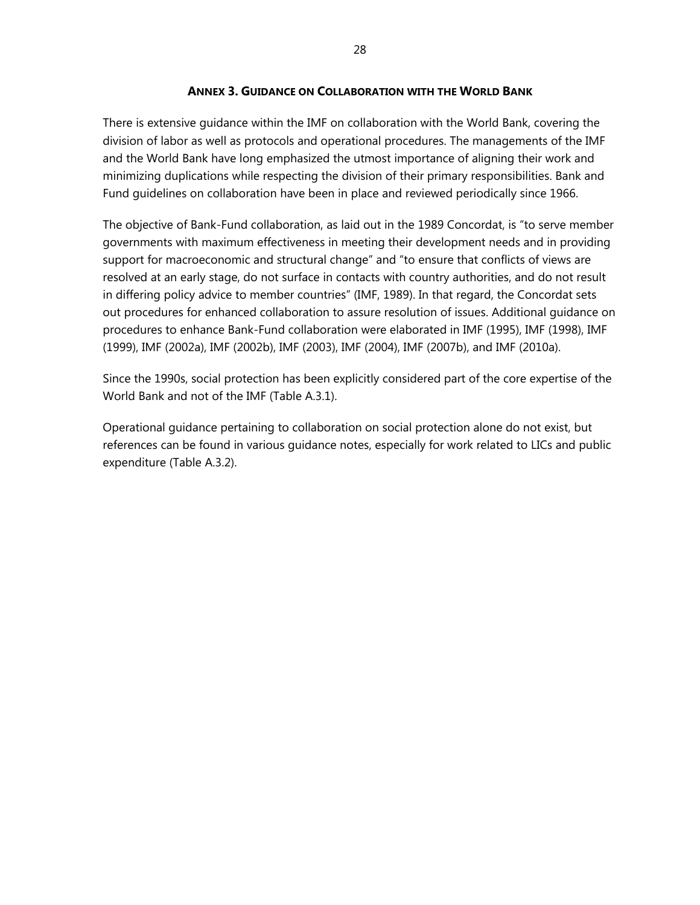## ANNEX 3. GUIDANCE ON COLLABORATION WITH THE WORLD BANK

There is extensive guidance within the IMF on collaboration with the World Bank, covering the division of labor as well as protocols and operational procedures. The managements of the IMF and the World Bank have long emphasized the utmost importance of aligning their work and minimizing duplications while respecting the division of their primary responsibilities. Bank and Fund guidelines on collaboration have been in place and reviewed periodically since 1966.

The objective of Bank-Fund collaboration, as laid out in the 1989 Concordat, is "to serve member governments with maximum effectiveness in meeting their development needs and in providing support for macroeconomic and structural change" and "to ensure that conflicts of views are resolved at an early stage, do not surface in contacts with country authorities, and do not result in differing policy advice to member countries" (IMF, 1989). In that regard, the Concordat sets out procedures for enhanced collaboration to assure resolution of issues. Additional guidance on procedures to enhance Bank-Fund collaboration were elaborated in IMF (1995), IMF (1998), IMF (1999), IMF (2002a), IMF (2002b), IMF (2003), IMF (2004), IMF (2007b), and IMF (2010a).

Since the 1990s, social protection has been explicitly considered part of the core expertise of the World Bank and not of the IMF (Table A.3.1).

Operational guidance pertaining to collaboration on social protection alone do not exist, but references can be found in various guidance notes, especially for work related to LICs and public expenditure (Table A.3.2).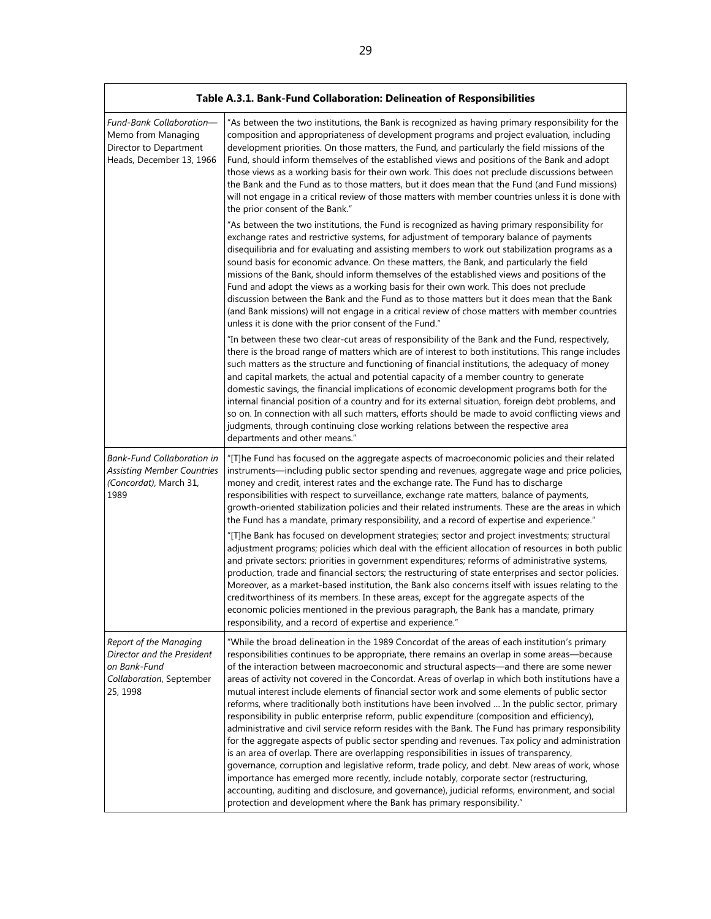**Table A.3.1. Bank-Fund Collaboration: Delineation of Responsibilities**

| | |
|---|---|
| *Fund-Bank Collaboration*—Memo from Managing Director to Department Heads, December 13, 1966 | "As between the two institutions, the Bank is recognized as having primary responsibility for the composition and appropriateness of development programs and project evaluation, including development priorities. On those matters, the Fund, and particularly the field missions of the Fund, should inform themselves of the established views and positions of the Bank and adopt those views as a working basis for their own work. This does not preclude discussions between the Bank and the Fund as to those matters, but it does mean that the Fund (and Fund missions) will not engage in a critical review of those matters with member countries unless it is done with the prior consent of the Bank."<br><br>"As between the two institutions, the Fund is recognized as having primary responsibility for exchange rates and restrictive systems, for adjustment of temporary balance of payments disequilibria and for evaluating and assisting members to work out stabilization programs as a sound basis for economic advance. On these matters, the Bank, and particularly the field missions of the Bank, should inform themselves of the established views and positions of the Fund and adopt the views as a working basis for their own work. This does not preclude discussion between the Bank and the Fund as to those matters but it does mean that the Bank (and Bank missions) will not engage in a critical review of chose matters with member countries unless it is done with the prior consent of the Fund."<br><br>"In between these two clear-cut areas of responsibility of the Bank and the Fund, respectively, there is the broad range of matters which are of interest to both institutions. This range includes such matters as the structure and functioning of financial institutions, the adequacy of money and capital markets, the actual and potential capacity of a member country to generate domestic savings, the financial implications of economic development programs both for the internal financial position of a country and for its external situation, foreign debt problems, and so on. In connection with all such matters, efforts should be made to avoid conflicting views and judgments, through continuing close working relations between the respective area departments and other means." |
| *Bank-Fund Collaboration in Assisting Member Countries (Concordat)*, March 31, 1989 | "[T]he Fund has focused on the aggregate aspects of macroeconomic policies and their related instruments—including public sector spending and revenues, aggregate wage and price policies, money and credit, interest rates and the exchange rate. The Fund has to discharge responsibilities with respect to surveillance, exchange rate matters, balance of payments, growth-oriented stabilization policies and their related instruments. These are the areas in which the Fund has a mandate, primary responsibility, and a record of expertise and experience."<br><br>"[T]he Bank has focused on development strategies; sector and project investments; structural adjustment programs; policies which deal with the efficient allocation of resources in both public and private sectors: priorities in government expenditures; reforms of administrative systems, production, trade and financial sectors; the restructuring of state enterprises and sector policies. Moreover, as a market-based institution, the Bank also concerns itself with issues relating to the creditworthiness of its members. In these areas, except for the aggregate aspects of the economic policies mentioned in the previous paragraph, the Bank has a mandate, primary responsibility, and a record of expertise and experience." |
| *Report of the Managing Director and the President on Bank-Fund Collaboration*, September 25, 1998 | "While the broad delineation in the 1989 Concordat of the areas of each institution's primary responsibilities continues to be appropriate, there remains an overlap in some areas—because of the interaction between macroeconomic and structural aspects—and there are some newer areas of activity not covered in the Concordat. Areas of overlap in which both institutions have a mutual interest include elements of financial sector work and some elements of public sector reforms, where traditionally both institutions have been involved … In the public sector, primary responsibility in public enterprise reform, public expenditure (composition and efficiency), administrative and civil service reform resides with the Bank. The Fund has primary responsibility for the aggregate aspects of public sector spending and revenues. Tax policy and administration is an area of overlap. There are overlapping responsibilities in issues of transparency, governance, corruption and legislative reform, trade policy, and debt. New areas of work, whose importance has emerged more recently, include notably, corporate sector (restructuring, accounting, auditing and disclosure, and governance), judicial reforms, environment, and social protection and development where the Bank has primary responsibility." |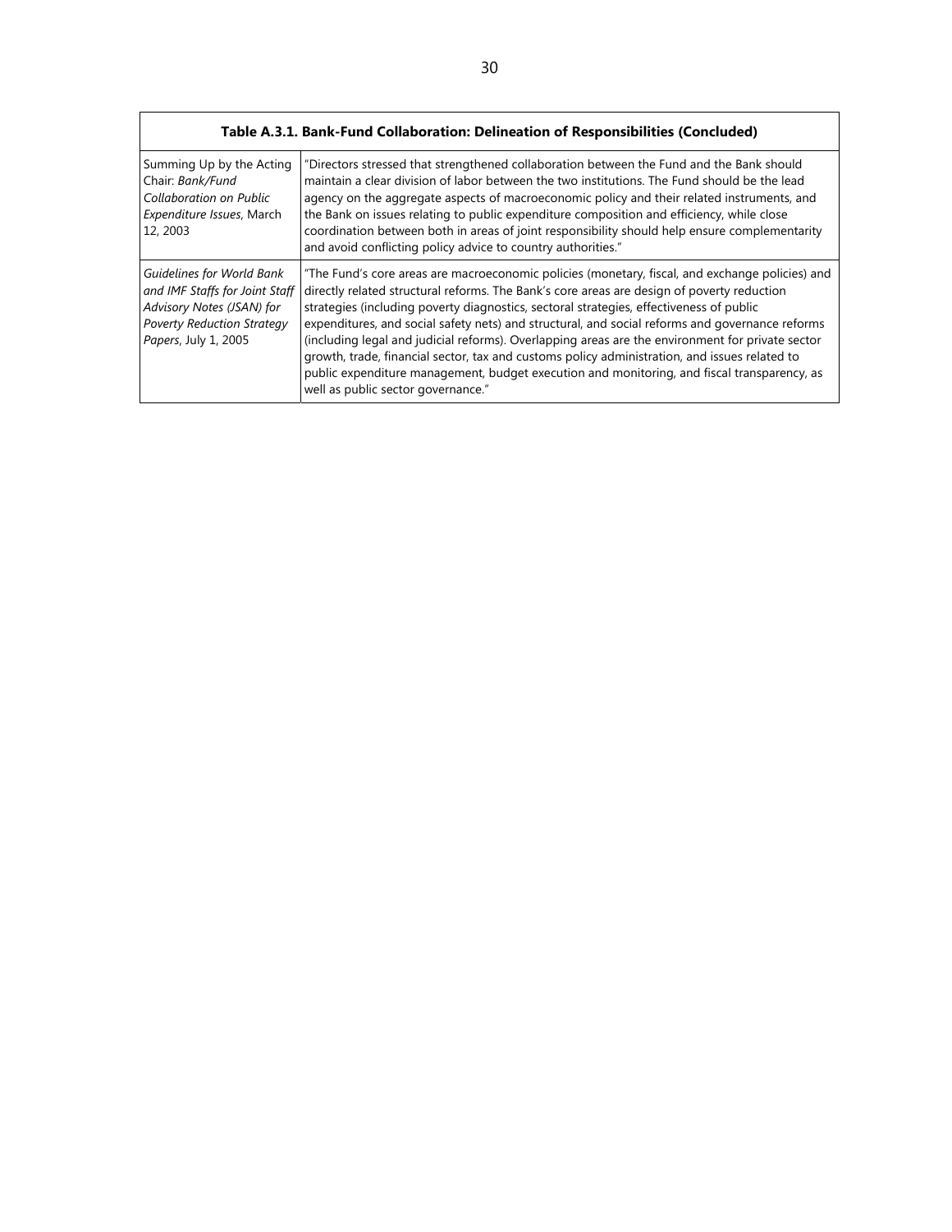**Table A.3.1. Bank-Fund Collaboration: Delineation of Responsibilities (Concluded)**

| | |
|---|---|
| Summing Up by the Acting Chair: *Bank/Fund Collaboration on Public Expenditure Issues*, March 12, 2003 | "Directors stressed that strengthened collaboration between the Fund and the Bank should maintain a clear division of labor between the two institutions. The Fund should be the lead agency on the aggregate aspects of macroeconomic policy and their related instruments, and the Bank on issues relating to public expenditure composition and efficiency, while close coordination between both in areas of joint responsibility should help ensure complementarity and avoid conflicting policy advice to country authorities." |
| *Guidelines for World Bank and IMF Staffs for Joint Staff Advisory Notes (JSAN) for Poverty Reduction Strategy Papers*, July 1, 2005 | "The Fund's core areas are macroeconomic policies (monetary, fiscal, and exchange policies) and directly related structural reforms. The Bank's core areas are design of poverty reduction strategies (including poverty diagnostics, sectoral strategies, effectiveness of public expenditures, and social safety nets) and structural, and social reforms and governance reforms (including legal and judicial reforms). Overlapping areas are the environment for private sector growth, trade, financial sector, tax and customs policy administration, and issues related to public expenditure management, budget execution and monitoring, and fiscal transparency, as well as public sector governance." |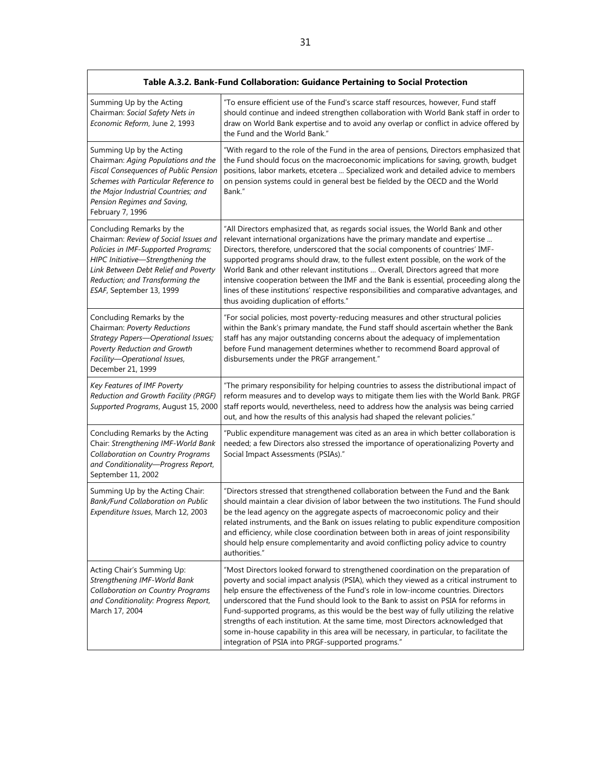**Table A.3.2. Bank-Fund Collaboration: Guidance Pertaining to Social Protection**

| Source | Guidance |
|---|---|
| Summing Up by the Acting Chairman: *Social Safety Nets in Economic Reform*, June 2, 1993 | "To ensure efficient use of the Fund's scarce staff resources, however, Fund staff should continue and indeed strengthen collaboration with World Bank staff in order to draw on World Bank expertise and to avoid any overlap or conflict in advice offered by the Fund and the World Bank." |
| Summing Up by the Acting Chairman: *Aging Populations and the Fiscal Consequences of Public Pension Schemes with Particular Reference to the Major Industrial Countries; and Pension Regimes and Saving*, February 7, 1996 | "With regard to the role of the Fund in the area of pensions, Directors emphasized that the Fund should focus on the macroeconomic implications for saving, growth, budget positions, labor markets, etcetera ... Specialized work and detailed advice to members on pension systems could in general best be fielded by the OECD and the World Bank." |
| Concluding Remarks by the Chairman: *Review of Social Issues and Policies in IMF-Supported Programs; HIPC Initiative—Strengthening the Link Between Debt Relief and Poverty Reduction; and Transforming the ESAF*, September 13, 1999 | "All Directors emphasized that, as regards social issues, the World Bank and other relevant international organizations have the primary mandate and expertise ... Directors, therefore, underscored that the social components of countries' IMF-supported programs should draw, to the fullest extent possible, on the work of the World Bank and other relevant institutions ... Overall, Directors agreed that more intensive cooperation between the IMF and the Bank is essential, proceeding along the lines of these institutions' respective responsibilities and comparative advantages, and thus avoiding duplication of efforts." |
| Concluding Remarks by the Chairman: *Poverty Reductions Strategy Papers—Operational Issues; Poverty Reduction and Growth Facility—Operational Issues*, December 21, 1999 | "For social policies, most poverty-reducing measures and other structural policies within the Bank's primary mandate, the Fund staff should ascertain whether the Bank staff has any major outstanding concerns about the adequacy of implementation before Fund management determines whether to recommend Board approval of disbursements under the PRGF arrangement." |
| *Key Features of IMF Poverty Reduction and Growth Facility (PRGF) Supported Programs*, August 15, 2000 | "The primary responsibility for helping countries to assess the distributional impact of reform measures and to develop ways to mitigate them lies with the World Bank. PRGF staff reports would, nevertheless, need to address how the analysis was being carried out, and how the results of this analysis had shaped the relevant policies." |
| Concluding Remarks by the Acting Chair: *Strengthening IMF-World Bank Collaboration on Country Programs and Conditionality—Progress Report*, September 11, 2002 | "Public expenditure management was cited as an area in which better collaboration is needed; a few Directors also stressed the importance of operationalizing Poverty and Social Impact Assessments (PSIAs)." |
| Summing Up by the Acting Chair: *Bank/Fund Collaboration on Public Expenditure Issues*, March 12, 2003 | "Directors stressed that strengthened collaboration between the Fund and the Bank should maintain a clear division of labor between the two institutions. The Fund should be the lead agency on the aggregate aspects of macroeconomic policy and their related instruments, and the Bank on issues relating to public expenditure composition and efficiency, while close coordination between both in areas of joint responsibility should help ensure complementarity and avoid conflicting policy advice to country authorities." |
| Acting Chair's Summing Up: *Strengthening IMF-World Bank Collaboration on Country Programs and Conditionality: Progress Report*, March 17, 2004 | "Most Directors looked forward to strengthened coordination on the preparation of poverty and social impact analysis (PSIA), which they viewed as a critical instrument to help ensure the effectiveness of the Fund's role in low-income countries. Directors underscored that the Fund should look to the Bank to assist on PSIA for reforms in Fund-supported programs, as this would be the best way of fully utilizing the relative strengths of each institution. At the same time, most Directors acknowledged that some in-house capability in this area will be necessary, in particular, to facilitate the integration of PSIA into PRGF-supported programs." |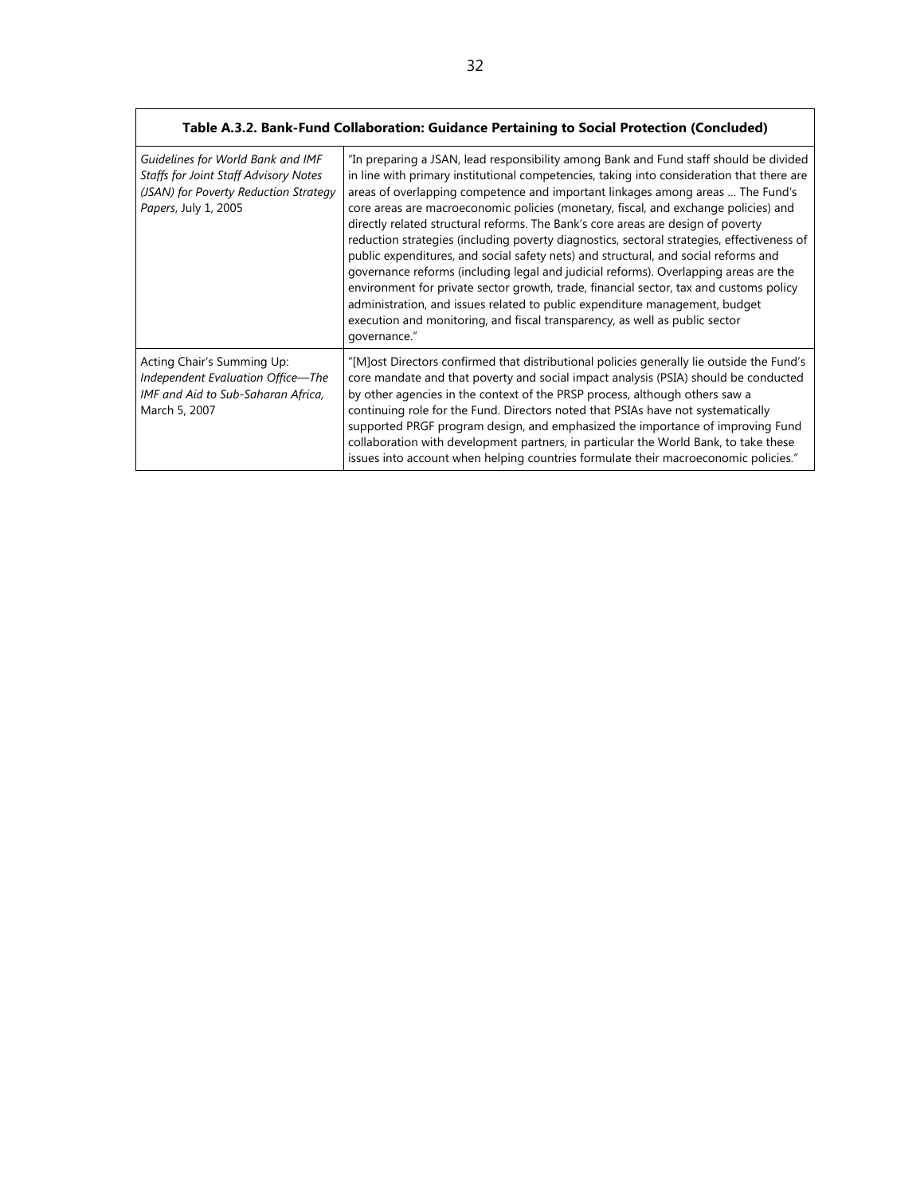| Table A.3.2. Bank-Fund Collaboration: Guidance Pertaining to Social Protection (Concluded) | |
|---|---|
| *Guidelines for World Bank and IMF Staffs for Joint Staff Advisory Notes (JSAN) for Poverty Reduction Strategy Papers*, July 1, 2005 | "In preparing a JSAN, lead responsibility among Bank and Fund staff should be divided in line with primary institutional competencies, taking into consideration that there are areas of overlapping competence and important linkages among areas … The Fund's core areas are macroeconomic policies (monetary, fiscal, and exchange policies) and directly related structural reforms. The Bank's core areas are design of poverty reduction strategies (including poverty diagnostics, sectoral strategies, effectiveness of public expenditures, and social safety nets) and structural, and social reforms and governance reforms (including legal and judicial reforms). Overlapping areas are the environment for private sector growth, trade, financial sector, tax and customs policy administration, and issues related to public expenditure management, budget execution and monitoring, and fiscal transparency, as well as public sector governance." |
| Acting Chair's Summing Up: *Independent Evaluation Office—The IMF and Aid to Sub-Saharan Africa,* March 5, 2007 | "[M]ost Directors confirmed that distributional policies generally lie outside the Fund's core mandate and that poverty and social impact analysis (PSIA) should be conducted by other agencies in the context of the PRSP process, although others saw a continuing role for the Fund. Directors noted that PSIAs have not systematically supported PRGF program design, and emphasized the importance of improving Fund collaboration with development partners, in particular the World Bank, to take these issues into account when helping countries formulate their macroeconomic policies." |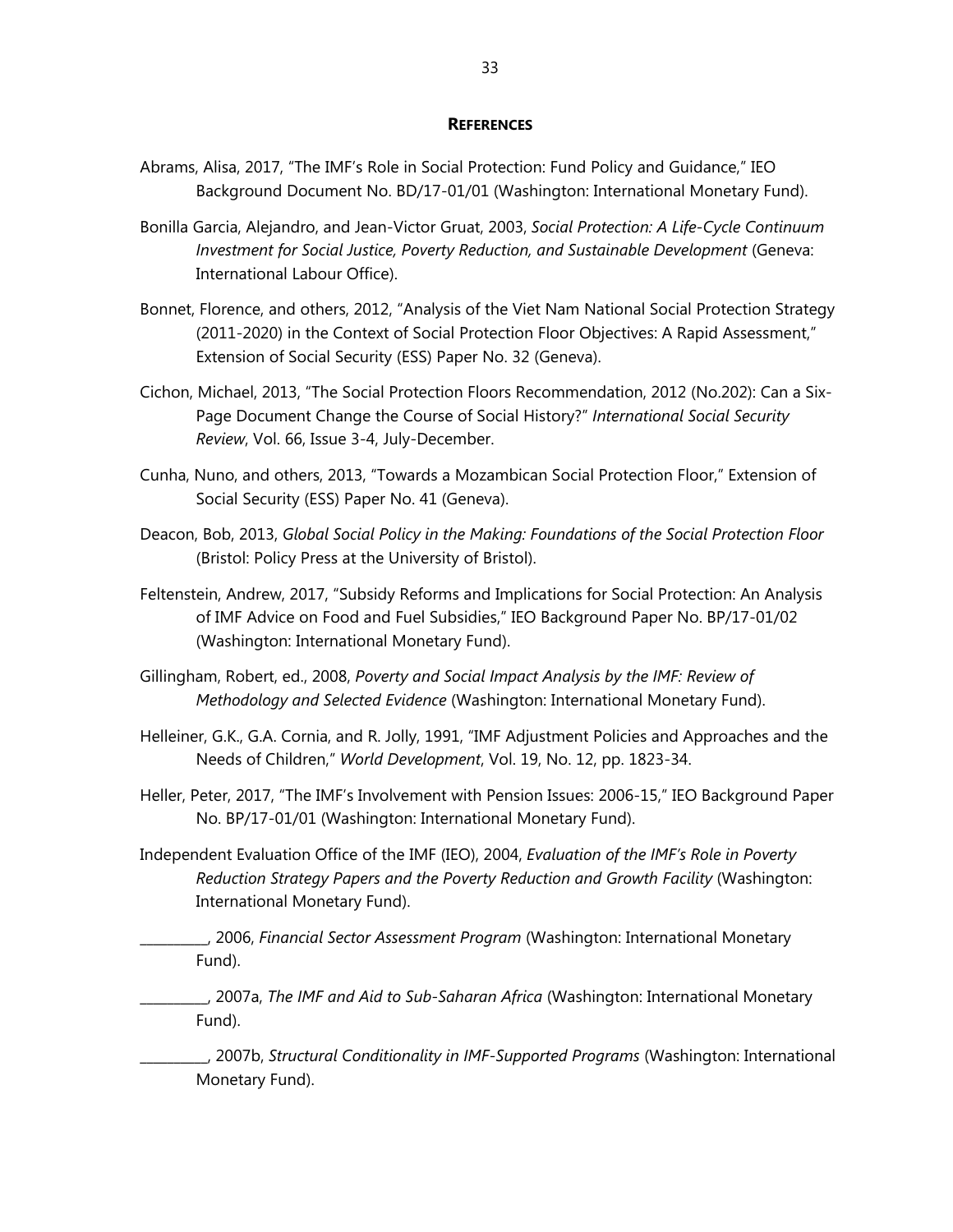## REFERENCES

Abrams, Alisa, 2017, "The IMF's Role in Social Protection: Fund Policy and Guidance," IEO Background Document No. BD/17-01/01 (Washington: International Monetary Fund).

Bonilla Garcia, Alejandro, and Jean-Victor Gruat, 2003, *Social Protection: A Life-Cycle Continuum Investment for Social Justice, Poverty Reduction, and Sustainable Development* (Geneva: International Labour Office).

Bonnet, Florence, and others, 2012, "Analysis of the Viet Nam National Social Protection Strategy (2011-2020) in the Context of Social Protection Floor Objectives: A Rapid Assessment," Extension of Social Security (ESS) Paper No. 32 (Geneva).

Cichon, Michael, 2013, "The Social Protection Floors Recommendation, 2012 (No.202): Can a Six-Page Document Change the Course of Social History?" *International Social Security Review*, Vol. 66, Issue 3-4, July-December.

Cunha, Nuno, and others, 2013, "Towards a Mozambican Social Protection Floor," Extension of Social Security (ESS) Paper No. 41 (Geneva).

Deacon, Bob, 2013, *Global Social Policy in the Making: Foundations of the Social Protection Floor* (Bristol: Policy Press at the University of Bristol).

Feltenstein, Andrew, 2017, "Subsidy Reforms and Implications for Social Protection: An Analysis of IMF Advice on Food and Fuel Subsidies," IEO Background Paper No. BP/17-01/02 (Washington: International Monetary Fund).

Gillingham, Robert, ed., 2008, *Poverty and Social Impact Analysis by the IMF: Review of Methodology and Selected Evidence* (Washington: International Monetary Fund).

Helleiner, G.K., G.A. Cornia, and R. Jolly, 1991, "IMF Adjustment Policies and Approaches and the Needs of Children," *World Development*, Vol. 19, No. 12, pp. 1823-34.

Heller, Peter, 2017, "The IMF's Involvement with Pension Issues: 2006-15," IEO Background Paper No. BP/17-01/01 (Washington: International Monetary Fund).

Independent Evaluation Office of the IMF (IEO), 2004, *Evaluation of the IMF's Role in Poverty Reduction Strategy Papers and the Poverty Reduction and Growth Facility* (Washington: International Monetary Fund).

__________, 2006, *Financial Sector Assessment Program* (Washington: International Monetary Fund).

__________, 2007a, *The IMF and Aid to Sub-Saharan Africa* (Washington: International Monetary Fund).

__________, 2007b, *Structural Conditionality in IMF-Supported Programs* (Washington: International Monetary Fund).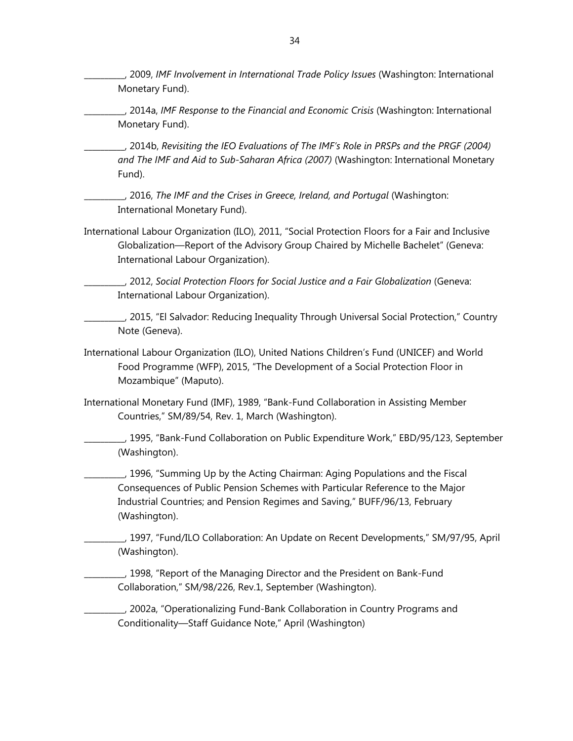__________, 2009, *IMF Involvement in International Trade Policy Issues* (Washington: International Monetary Fund).

__________, 2014a, *IMF Response to the Financial and Economic Crisis* (Washington: International Monetary Fund).

__________, 2014b, *Revisiting the IEO Evaluations of The IMF's Role in PRSPs and the PRGF (2004) and The IMF and Aid to Sub-Saharan Africa (2007)* (Washington: International Monetary Fund).

__________, 2016, *The IMF and the Crises in Greece, Ireland, and Portugal* (Washington: International Monetary Fund).

International Labour Organization (ILO), 2011, "Social Protection Floors for a Fair and Inclusive Globalization—Report of the Advisory Group Chaired by Michelle Bachelet" (Geneva: International Labour Organization).

__________, 2012, *Social Protection Floors for Social Justice and a Fair Globalization* (Geneva: International Labour Organization).

__________, 2015, "El Salvador: Reducing Inequality Through Universal Social Protection," Country Note (Geneva).

International Labour Organization (ILO), United Nations Children's Fund (UNICEF) and World Food Programme (WFP), 2015, "The Development of a Social Protection Floor in Mozambique" (Maputo).

International Monetary Fund (IMF), 1989, "Bank-Fund Collaboration in Assisting Member Countries," SM/89/54, Rev. 1, March (Washington).

__________, 1995, "Bank-Fund Collaboration on Public Expenditure Work," EBD/95/123, September (Washington).

__________, 1996, "Summing Up by the Acting Chairman: Aging Populations and the Fiscal Consequences of Public Pension Schemes with Particular Reference to the Major Industrial Countries; and Pension Regimes and Saving," BUFF/96/13, February (Washington).

__________, 1997, "Fund/ILO Collaboration: An Update on Recent Developments," SM/97/95, April (Washington).

__________, 1998, "Report of the Managing Director and the President on Bank-Fund Collaboration," SM/98/226, Rev.1, September (Washington).

__________, 2002a, "Operationalizing Fund-Bank Collaboration in Country Programs and Conditionality—Staff Guidance Note," April (Washington)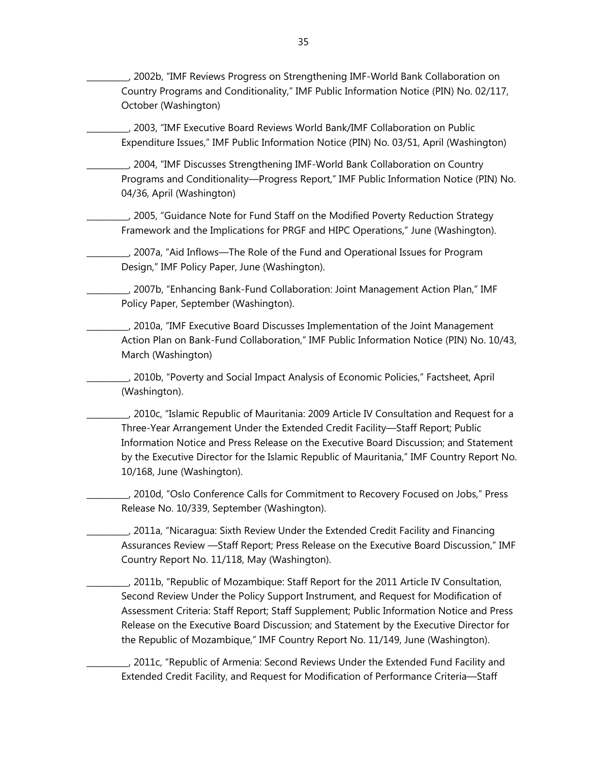__________, 2002b, "IMF Reviews Progress on Strengthening IMF-World Bank Collaboration on Country Programs and Conditionality," IMF Public Information Notice (PIN) No. 02/117, October (Washington)

__________, 2003, "IMF Executive Board Reviews World Bank/IMF Collaboration on Public Expenditure Issues," IMF Public Information Notice (PIN) No. 03/51, April (Washington)

__________, 2004, "IMF Discusses Strengthening IMF-World Bank Collaboration on Country Programs and Conditionality—Progress Report," IMF Public Information Notice (PIN) No. 04/36, April (Washington)

__________, 2005, "Guidance Note for Fund Staff on the Modified Poverty Reduction Strategy Framework and the Implications for PRGF and HIPC Operations," June (Washington).

__________, 2007a, "Aid Inflows—The Role of the Fund and Operational Issues for Program Design," IMF Policy Paper, June (Washington).

__________, 2007b, "Enhancing Bank-Fund Collaboration: Joint Management Action Plan," IMF Policy Paper, September (Washington).

__________, 2010a, "IMF Executive Board Discusses Implementation of the Joint Management Action Plan on Bank-Fund Collaboration," IMF Public Information Notice (PIN) No. 10/43, March (Washington)

__________, 2010b, "Poverty and Social Impact Analysis of Economic Policies," Factsheet, April (Washington).

__________, 2010c, "Islamic Republic of Mauritania: 2009 Article IV Consultation and Request for a Three-Year Arrangement Under the Extended Credit Facility—Staff Report; Public Information Notice and Press Release on the Executive Board Discussion; and Statement by the Executive Director for the Islamic Republic of Mauritania," IMF Country Report No. 10/168, June (Washington).

__________, 2010d, "Oslo Conference Calls for Commitment to Recovery Focused on Jobs," Press Release No. 10/339, September (Washington).

__________, 2011a, "Nicaragua: Sixth Review Under the Extended Credit Facility and Financing Assurances Review —Staff Report; Press Release on the Executive Board Discussion," IMF Country Report No. 11/118, May (Washington).

__________, 2011b, "Republic of Mozambique: Staff Report for the 2011 Article IV Consultation, Second Review Under the Policy Support Instrument, and Request for Modification of Assessment Criteria: Staff Report; Staff Supplement; Public Information Notice and Press Release on the Executive Board Discussion; and Statement by the Executive Director for the Republic of Mozambique," IMF Country Report No. 11/149, June (Washington).

__________, 2011c, "Republic of Armenia: Second Reviews Under the Extended Fund Facility and Extended Credit Facility, and Request for Modification of Performance Criteria—Staff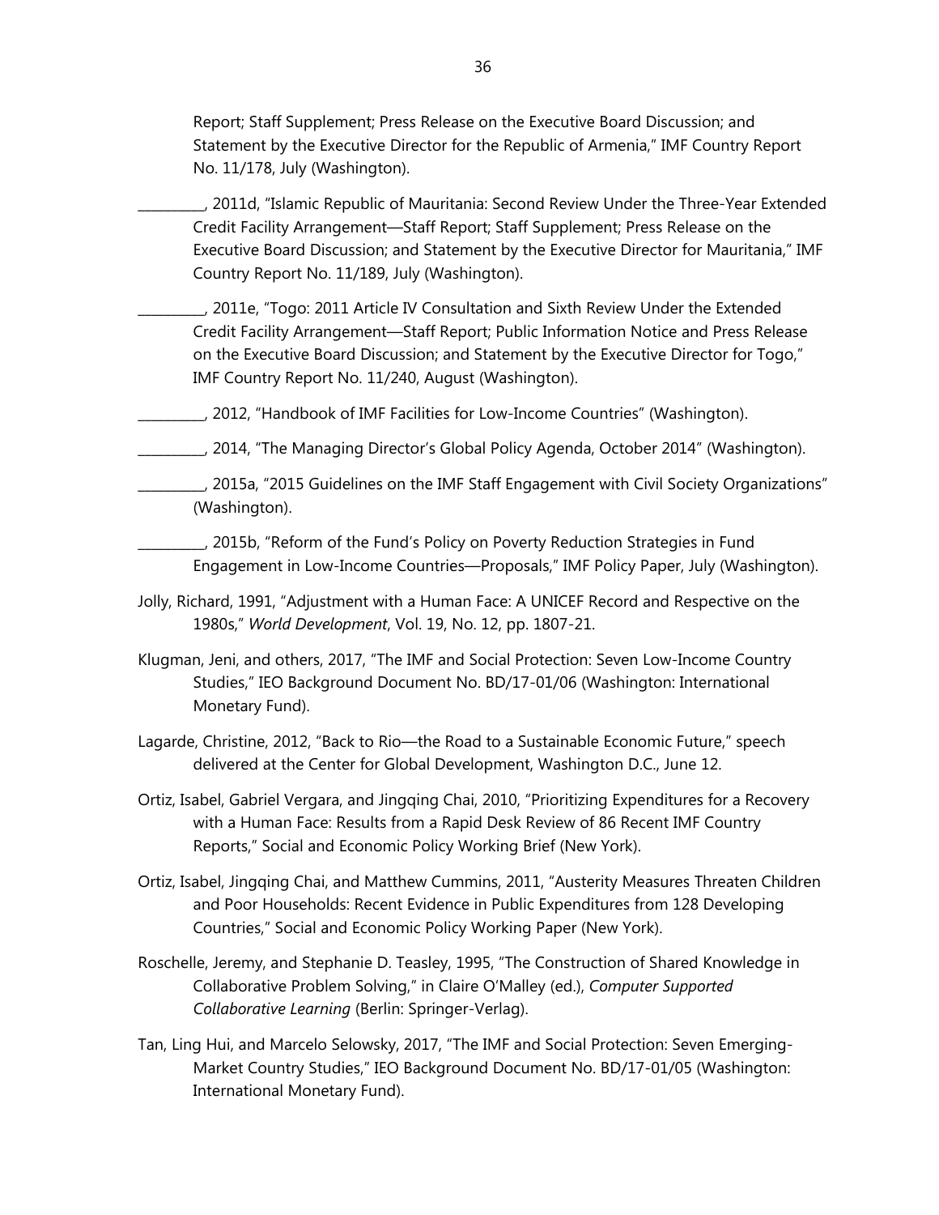Report; Staff Supplement; Press Release on the Executive Board Discussion; and Statement by the Executive Director for the Republic of Armenia," IMF Country Report No. 11/178, July (Washington).

__________, 2011d, "Islamic Republic of Mauritania: Second Review Under the Three-Year Extended Credit Facility Arrangement—Staff Report; Staff Supplement; Press Release on the Executive Board Discussion; and Statement by the Executive Director for Mauritania," IMF Country Report No. 11/189, July (Washington).

__________, 2011e, "Togo: 2011 Article IV Consultation and Sixth Review Under the Extended Credit Facility Arrangement—Staff Report; Public Information Notice and Press Release on the Executive Board Discussion; and Statement by the Executive Director for Togo," IMF Country Report No. 11/240, August (Washington).

__________, 2012, "Handbook of IMF Facilities for Low-Income Countries" (Washington).

__________, 2014, "The Managing Director's Global Policy Agenda, October 2014" (Washington).

__________, 2015a, "2015 Guidelines on the IMF Staff Engagement with Civil Society Organizations" (Washington).

__________, 2015b, "Reform of the Fund's Policy on Poverty Reduction Strategies in Fund Engagement in Low-Income Countries—Proposals," IMF Policy Paper, July (Washington).

Jolly, Richard, 1991, "Adjustment with a Human Face: A UNICEF Record and Respective on the 1980s," *World Development*, Vol. 19, No. 12, pp. 1807-21.

Klugman, Jeni, and others, 2017, "The IMF and Social Protection: Seven Low-Income Country Studies," IEO Background Document No. BD/17-01/06 (Washington: International Monetary Fund).

Lagarde, Christine, 2012, "Back to Rio—the Road to a Sustainable Economic Future," speech delivered at the Center for Global Development, Washington D.C., June 12.

Ortiz, Isabel, Gabriel Vergara, and Jingqing Chai, 2010, "Prioritizing Expenditures for a Recovery with a Human Face: Results from a Rapid Desk Review of 86 Recent IMF Country Reports," Social and Economic Policy Working Brief (New York).

Ortiz, Isabel, Jingqing Chai, and Matthew Cummins, 2011, "Austerity Measures Threaten Children and Poor Households: Recent Evidence in Public Expenditures from 128 Developing Countries," Social and Economic Policy Working Paper (New York).

Roschelle, Jeremy, and Stephanie D. Teasley, 1995, "The Construction of Shared Knowledge in Collaborative Problem Solving," in Claire O'Malley (ed.), *Computer Supported Collaborative Learning* (Berlin: Springer-Verlag).

Tan, Ling Hui, and Marcelo Selowsky, 2017, "The IMF and Social Protection: Seven Emerging-Market Country Studies," IEO Background Document No. BD/17-01/05 (Washington: International Monetary Fund).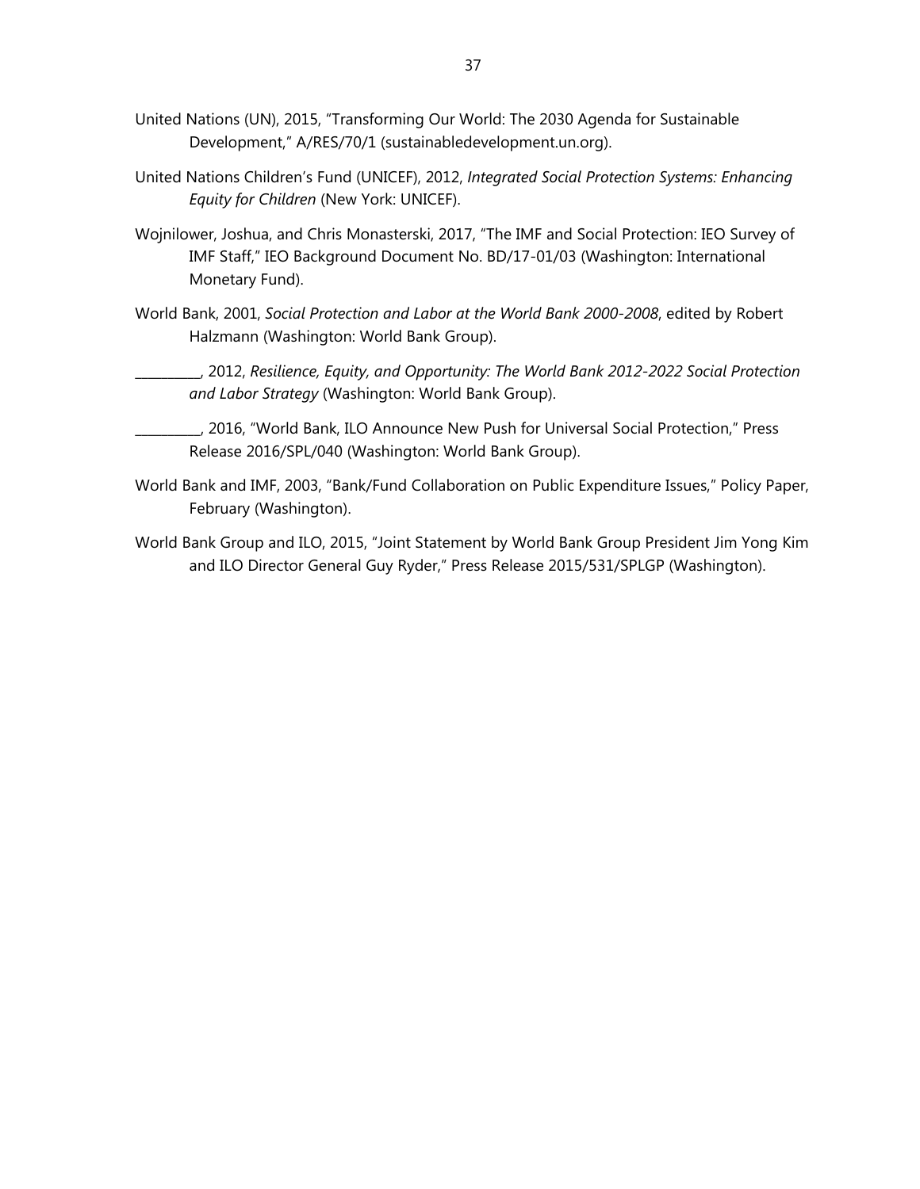United Nations (UN), 2015, "Transforming Our World: The 2030 Agenda for Sustainable Development," A/RES/70/1 (sustainabledevelopment.un.org).

United Nations Children's Fund (UNICEF), 2012, *Integrated Social Protection Systems: Enhancing Equity for Children* (New York: UNICEF).

Wojnilower, Joshua, and Chris Monasterski, 2017, "The IMF and Social Protection: IEO Survey of IMF Staff," IEO Background Document No. BD/17-01/03 (Washington: International Monetary Fund).

World Bank, 2001, *Social Protection and Labor at the World Bank 2000-2008*, edited by Robert Halzmann (Washington: World Bank Group).

__________, 2012, *Resilience, Equity, and Opportunity: The World Bank 2012-2022 Social Protection and Labor Strategy* (Washington: World Bank Group).

__________, 2016, "World Bank, ILO Announce New Push for Universal Social Protection," Press Release 2016/SPL/040 (Washington: World Bank Group).

World Bank and IMF, 2003, "Bank/Fund Collaboration on Public Expenditure Issues," Policy Paper, February (Washington).

World Bank Group and ILO, 2015, "Joint Statement by World Bank Group President Jim Yong Kim and ILO Director General Guy Ryder," Press Release 2015/531/SPLGP (Washington).